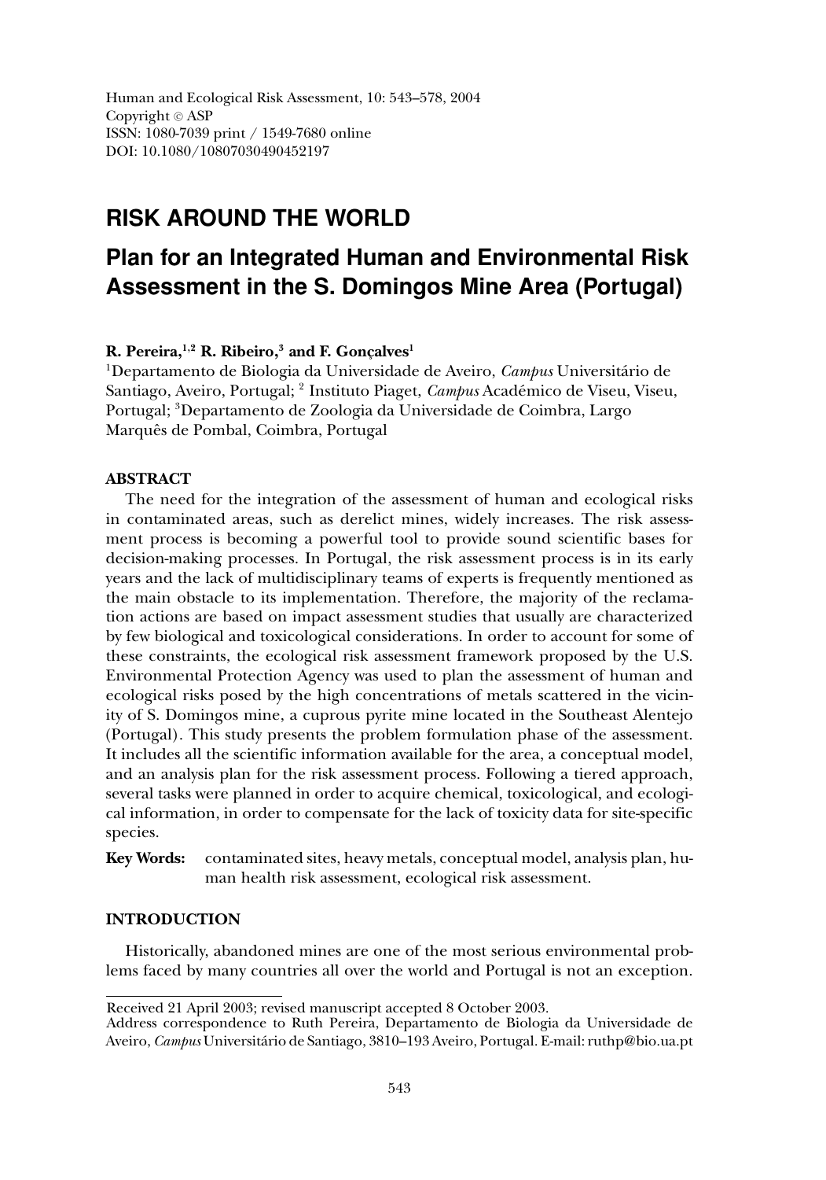Human and Ecological Risk Assessment, 10: 543–578, 2004
Copyright © ASP
ISSN: 1080-7039 print / 1549-7680 online
DOI: 10.1080/10807030490452197

# RISK AROUND THE WORLD

# Plan for an Integrated Human and Environmental Risk Assessment in the S. Domingos Mine Area (Portugal)

**R. Pereira,[1,2] R. Ribeiro,[3] and F. Gonçalves[1]**

[1]Departamento de Biologia da Universidade de Aveiro, *Campus* Universitário de Santiago, Aveiro, Portugal; [2] Instituto Piaget, *Campus* Académico de Viseu, Viseu, Portugal; [3]Departamento de Zoologia da Universidade de Coimbra, Largo Marquês de Pombal, Coimbra, Portugal

## ABSTRACT

The need for the integration of the assessment of human and ecological risks in contaminated areas, such as derelict mines, widely increases. The risk assessment process is becoming a powerful tool to provide sound scientific bases for decision-making processes. In Portugal, the risk assessment process is in its early years and the lack of multidisciplinary teams of experts is frequently mentioned as the main obstacle to its implementation. Therefore, the majority of the reclamation actions are based on impact assessment studies that usually are characterized by few biological and toxicological considerations. In order to account for some of these constraints, the ecological risk assessment framework proposed by the U.S. Environmental Protection Agency was used to plan the assessment of human and ecological risks posed by the high concentrations of metals scattered in the vicinity of S. Domingos mine, a cuprous pyrite mine located in the Southeast Alentejo (Portugal). This study presents the problem formulation phase of the assessment. It includes all the scientific information available for the area, a conceptual model, and an analysis plan for the risk assessment process. Following a tiered approach, several tasks were planned in order to acquire chemical, toxicological, and ecological information, in order to compensate for the lack of toxicity data for site-specific species.

**Key Words:** contaminated sites, heavy metals, conceptual model, analysis plan, human health risk assessment, ecological risk assessment.

## INTRODUCTION

Historically, abandoned mines are one of the most serious environmental problems faced by many countries all over the world and Portugal is not an exception.

Received 21 April 2003; revised manuscript accepted 8 October 2003.
Address correspondence to Ruth Pereira, Departamento de Biologia da Universidade de Aveiro, *Campus* Universitário de Santiago, 3810–193 Aveiro, Portugal. E-mail: ruthp@bio.ua.pt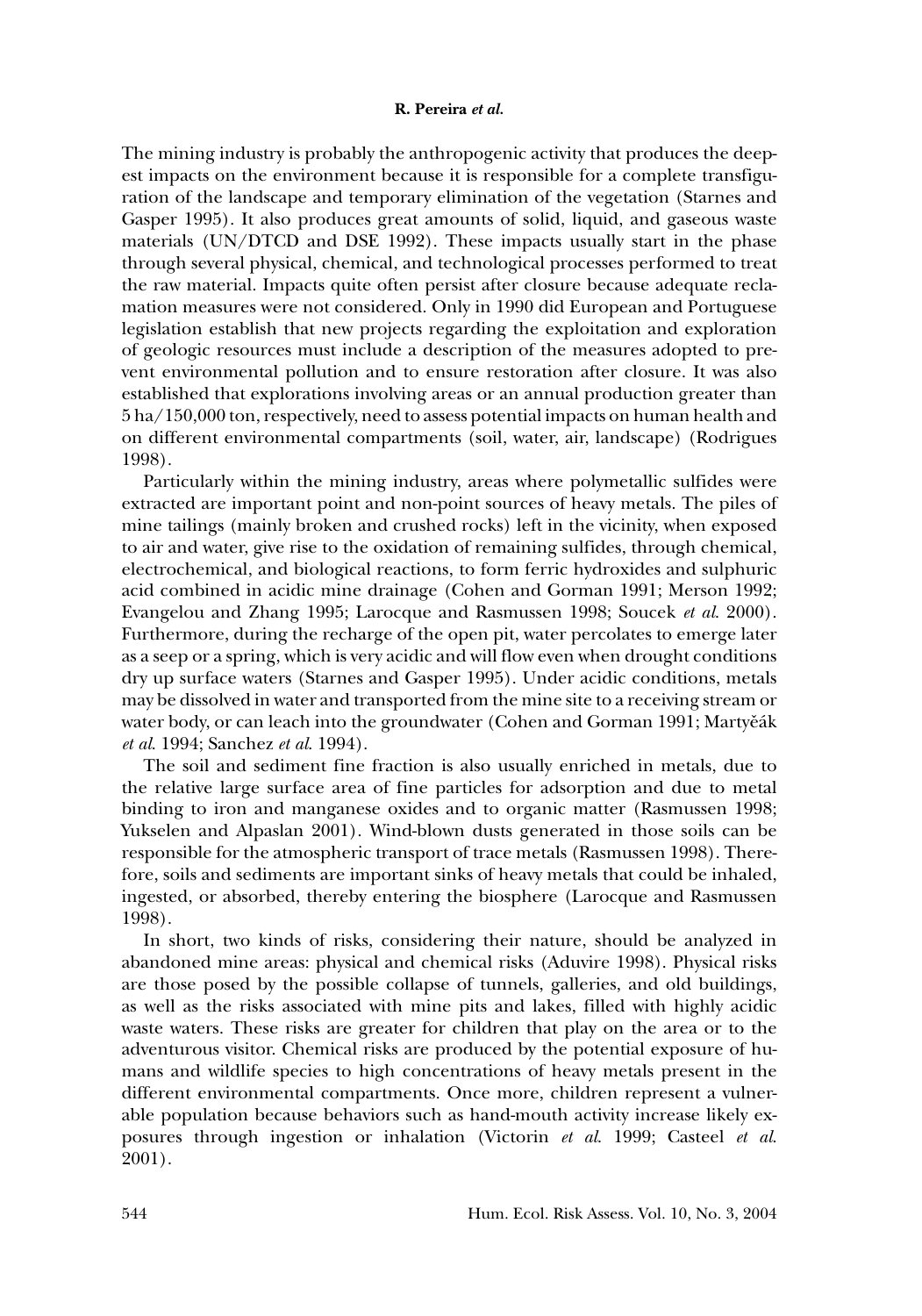The mining industry is probably the anthropogenic activity that produces the deepest impacts on the environment because it is responsible for a complete transfiguration of the landscape and temporary elimination of the vegetation (Starnes and Gasper 1995). It also produces great amounts of solid, liquid, and gaseous waste materials (UN/DTCD and DSE 1992). These impacts usually start in the phase through several physical, chemical, and technological processes performed to treat the raw material. Impacts quite often persist after closure because adequate reclamation measures were not considered. Only in 1990 did European and Portuguese legislation establish that new projects regarding the exploitation and exploration of geologic resources must include a description of the measures adopted to prevent environmental pollution and to ensure restoration after closure. It was also established that explorations involving areas or an annual production greater than 5 ha/150,000 ton, respectively, need to assess potential impacts on human health and on different environmental compartments (soil, water, air, landscape) (Rodrigues 1998).

Particularly within the mining industry, areas where polymetallic sulfides were extracted are important point and non-point sources of heavy metals. The piles of mine tailings (mainly broken and crushed rocks) left in the vicinity, when exposed to air and water, give rise to the oxidation of remaining sulfides, through chemical, electrochemical, and biological reactions, to form ferric hydroxides and sulphuric acid combined in acidic mine drainage (Cohen and Gorman 1991; Merson 1992; Evangelou and Zhang 1995; Larocque and Rasmussen 1998; Soucek *et al.* 2000). Furthermore, during the recharge of the open pit, water percolates to emerge later as a seep or a spring, which is very acidic and will flow even when drought conditions dry up surface waters (Starnes and Gasper 1995). Under acidic conditions, metals may be dissolved in water and transported from the mine site to a receiving stream or water body, or can leach into the groundwater (Cohen and Gorman 1991; Martyěák *et al.* 1994; Sanchez *et al.* 1994).

The soil and sediment fine fraction is also usually enriched in metals, due to the relative large surface area of fine particles for adsorption and due to metal binding to iron and manganese oxides and to organic matter (Rasmussen 1998; Yukselen and Alpaslan 2001). Wind-blown dusts generated in those soils can be responsible for the atmospheric transport of trace metals (Rasmussen 1998). Therefore, soils and sediments are important sinks of heavy metals that could be inhaled, ingested, or absorbed, thereby entering the biosphere (Larocque and Rasmussen 1998).

In short, two kinds of risks, considering their nature, should be analyzed in abandoned mine areas: physical and chemical risks (Aduvire 1998). Physical risks are those posed by the possible collapse of tunnels, galleries, and old buildings, as well as the risks associated with mine pits and lakes, filled with highly acidic waste waters. These risks are greater for children that play on the area or to the adventurous visitor. Chemical risks are produced by the potential exposure of humans and wildlife species to high concentrations of heavy metals present in the different environmental compartments. Once more, children represent a vulnerable population because behaviors such as hand-mouth activity increase likely exposures through ingestion or inhalation (Victorin *et al.* 1999; Casteel *et al.* 2001).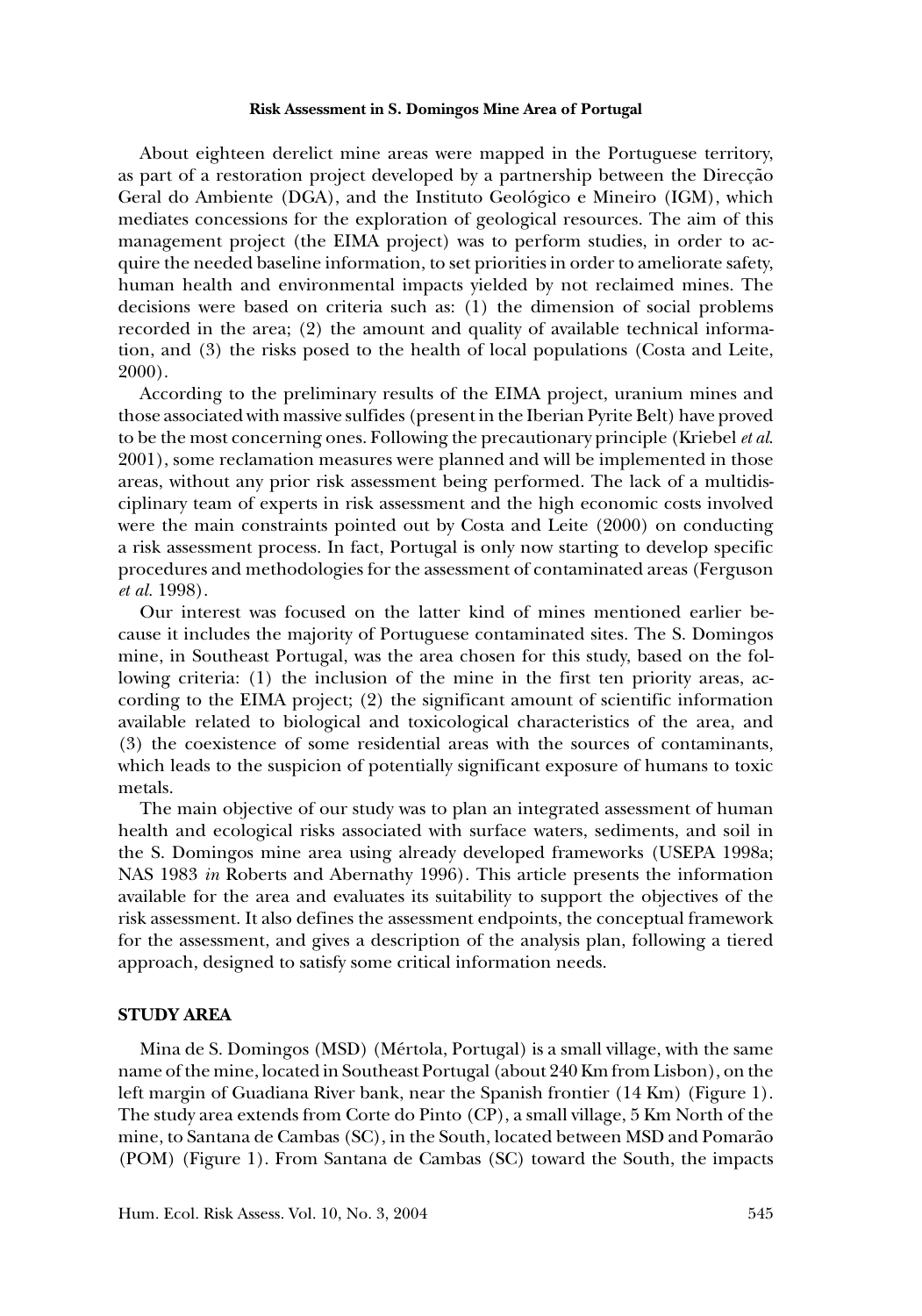About eighteen derelict mine areas were mapped in the Portuguese territory, as part of a restoration project developed by a partnership between the Direcção Geral do Ambiente (DGA), and the Instituto Geológico e Mineiro (IGM), which mediates concessions for the exploration of geological resources. The aim of this management project (the EIMA project) was to perform studies, in order to acquire the needed baseline information, to set priorities in order to ameliorate safety, human health and environmental impacts yielded by not reclaimed mines. The decisions were based on criteria such as: (1) the dimension of social problems recorded in the area; (2) the amount and quality of available technical information, and (3) the risks posed to the health of local populations (Costa and Leite, 2000).

According to the preliminary results of the EIMA project, uranium mines and those associated with massive sulfides (present in the Iberian Pyrite Belt) have proved to be the most concerning ones. Following the precautionary principle (Kriebel *et al.* 2001), some reclamation measures were planned and will be implemented in those areas, without any prior risk assessment being performed. The lack of a multidisciplinary team of experts in risk assessment and the high economic costs involved were the main constraints pointed out by Costa and Leite (2000) on conducting a risk assessment process. In fact, Portugal is only now starting to develop specific procedures and methodologies for the assessment of contaminated areas (Ferguson *et al.* 1998).

Our interest was focused on the latter kind of mines mentioned earlier because it includes the majority of Portuguese contaminated sites. The S. Domingos mine, in Southeast Portugal, was the area chosen for this study, based on the following criteria: (1) the inclusion of the mine in the first ten priority areas, according to the EIMA project; (2) the significant amount of scientific information available related to biological and toxicological characteristics of the area, and (3) the coexistence of some residential areas with the sources of contaminants, which leads to the suspicion of potentially significant exposure of humans to toxic metals.

The main objective of our study was to plan an integrated assessment of human health and ecological risks associated with surface waters, sediments, and soil in the S. Domingos mine area using already developed frameworks (USEPA 1998a; NAS 1983 *in* Roberts and Abernathy 1996). This article presents the information available for the area and evaluates its suitability to support the objectives of the risk assessment. It also defines the assessment endpoints, the conceptual framework for the assessment, and gives a description of the analysis plan, following a tiered approach, designed to satisfy some critical information needs.

## STUDY AREA

Mina de S. Domingos (MSD) (Mértola, Portugal) is a small village, with the same name of the mine, located in Southeast Portugal (about 240 Km from Lisbon), on the left margin of Guadiana River bank, near the Spanish frontier (14 Km) (Figure 1). The study area extends from Corte do Pinto (CP), a small village, 5 Km North of the mine, to Santana de Cambas (SC), in the South, located between MSD and Pomarão (POM) (Figure 1). From Santana de Cambas (SC) toward the South, the impacts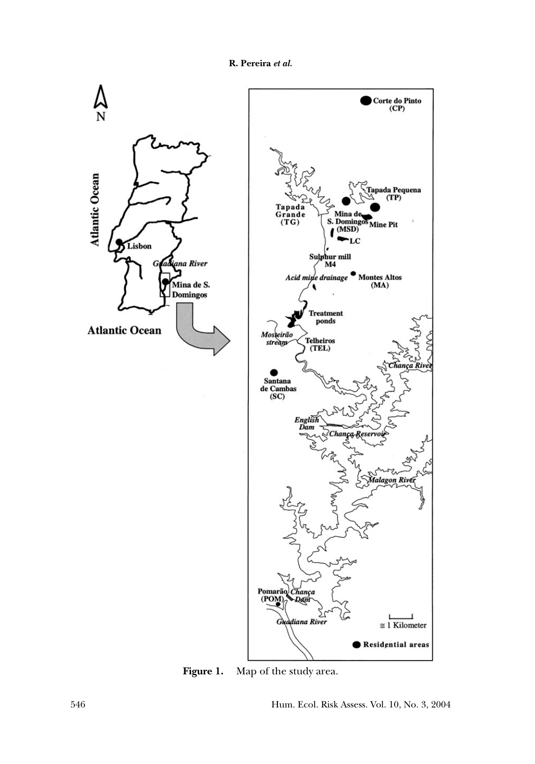Figure 1. Map of the study area.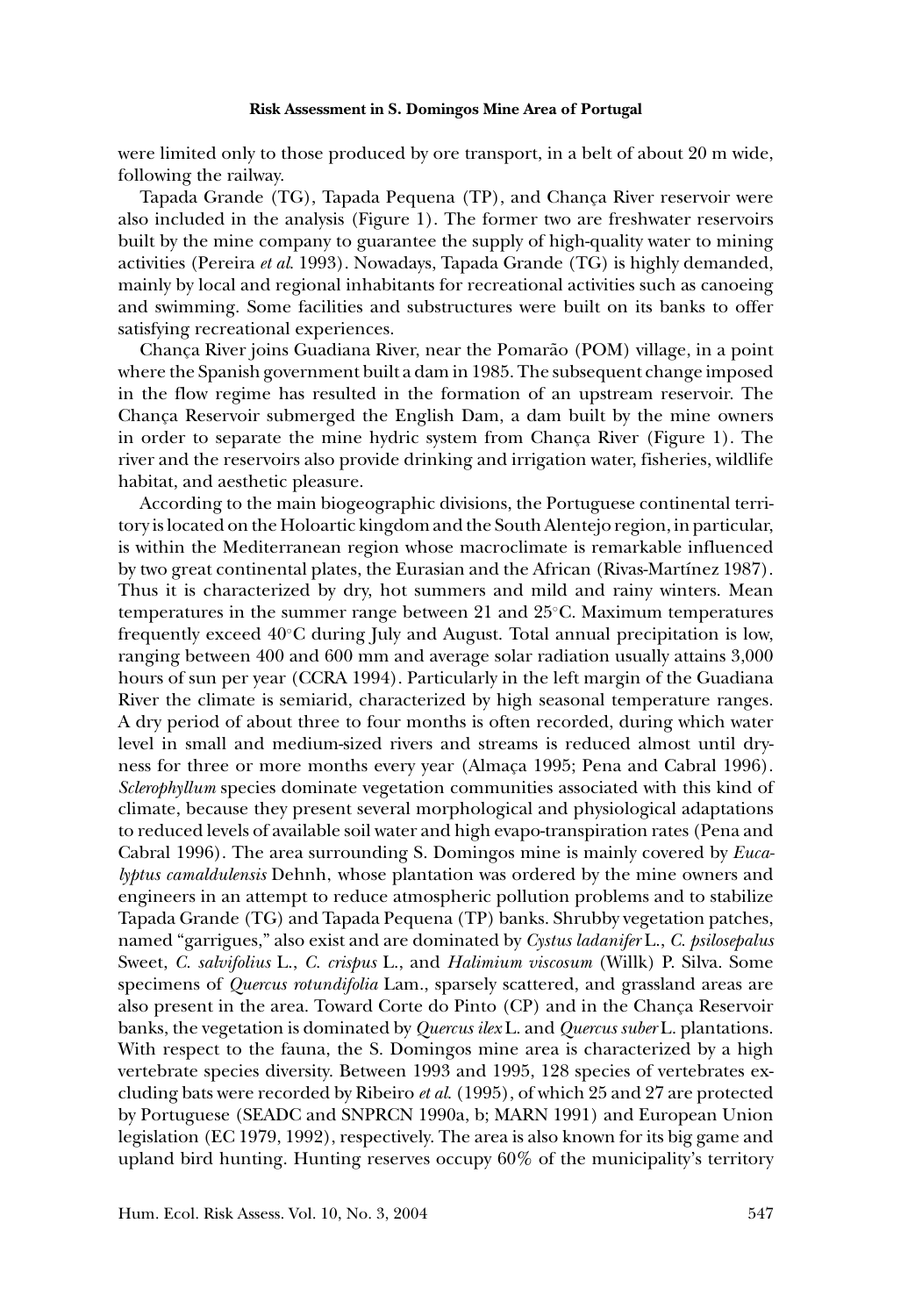were limited only to those produced by ore transport, in a belt of about 20 m wide, following the railway.

Tapada Grande (TG), Tapada Pequena (TP), and Chança River reservoir were also included in the analysis (Figure 1). The former two are freshwater reservoirs built by the mine company to guarantee the supply of high-quality water to mining activities (Pereira *et al.* 1993). Nowadays, Tapada Grande (TG) is highly demanded, mainly by local and regional inhabitants for recreational activities such as canoeing and swimming. Some facilities and substructures were built on its banks to offer satisfying recreational experiences.

Chança River joins Guadiana River, near the Pomarão (POM) village, in a point where the Spanish government built a dam in 1985. The subsequent change imposed in the flow regime has resulted in the formation of an upstream reservoir. The Chança Reservoir submerged the English Dam, a dam built by the mine owners in order to separate the mine hydric system from Chança River (Figure 1). The river and the reservoirs also provide drinking and irrigation water, fisheries, wildlife habitat, and aesthetic pleasure.

According to the main biogeographic divisions, the Portuguese continental territory is located on the Holoartic kingdom and the South Alentejo region, in particular, is within the Mediterranean region whose macroclimate is remarkable influenced by two great continental plates, the Eurasian and the African (Rivas-Martínez 1987). Thus it is characterized by dry, hot summers and mild and rainy winters. Mean temperatures in the summer range between 21 and 25°C. Maximum temperatures frequently exceed 40°C during July and August. Total annual precipitation is low, ranging between 400 and 600 mm and average solar radiation usually attains 3,000 hours of sun per year (CCRA 1994). Particularly in the left margin of the Guadiana River the climate is semiarid, characterized by high seasonal temperature ranges. A dry period of about three to four months is often recorded, during which water level in small and medium-sized rivers and streams is reduced almost until dryness for three or more months every year (Almaça 1995; Pena and Cabral 1996). *Sclerophyllum* species dominate vegetation communities associated with this kind of climate, because they present several morphological and physiological adaptations to reduced levels of available soil water and high evapo-transpiration rates (Pena and Cabral 1996). The area surrounding S. Domingos mine is mainly covered by *Eucalyptus camaldulensis* Dehnh, whose plantation was ordered by the mine owners and engineers in an attempt to reduce atmospheric pollution problems and to stabilize Tapada Grande (TG) and Tapada Pequena (TP) banks. Shrubby vegetation patches, named "garrigues," also exist and are dominated by *Cystus ladanifer* L., *C. psilosepalus* Sweet, *C. salvifolius* L., *C. crispus* L., and *Halimium viscosum* (Willk) P. Silva. Some specimens of *Quercus rotundifolia* Lam., sparsely scattered, and grassland areas are also present in the area. Toward Corte do Pinto (CP) and in the Chança Reservoir banks, the vegetation is dominated by *Quercus ilex* L. and *Quercus suber* L. plantations. With respect to the fauna, the S. Domingos mine area is characterized by a high vertebrate species diversity. Between 1993 and 1995, 128 species of vertebrates excluding bats were recorded by Ribeiro *et al.* (1995), of which 25 and 27 are protected by Portuguese (SEADC and SNPRCN 1990a, b; MARN 1991) and European Union legislation (EC 1979, 1992), respectively. The area is also known for its big game and upland bird hunting. Hunting reserves occupy 60% of the municipality's territory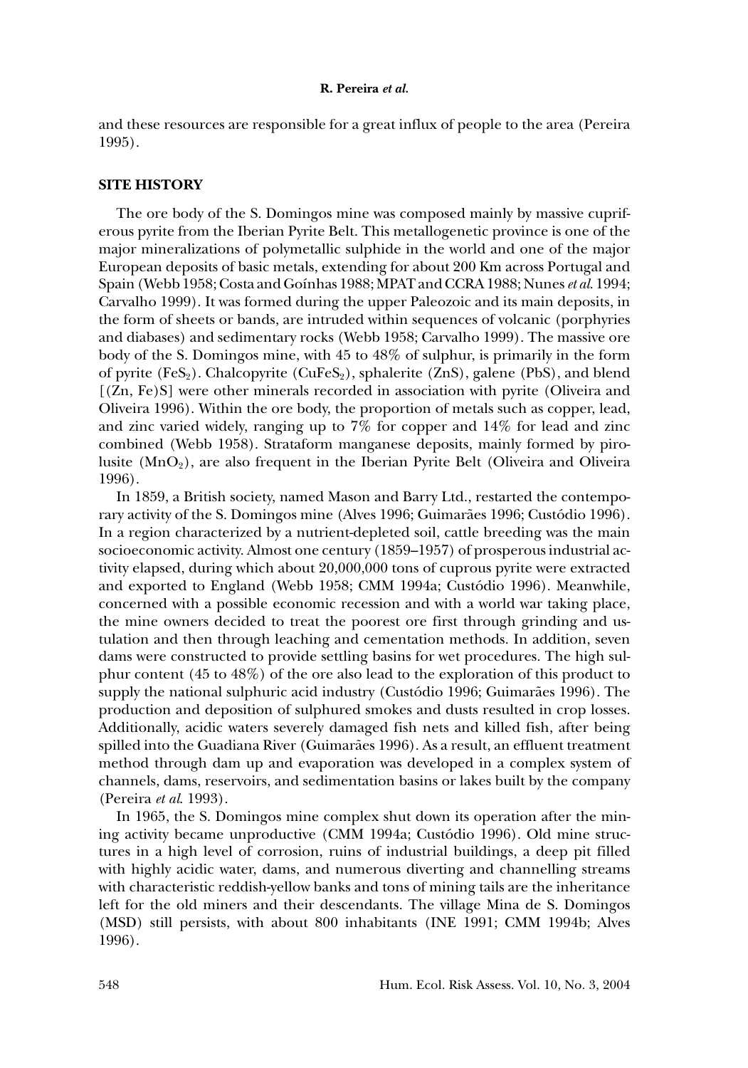and these resources are responsible for a great influx of people to the area (Pereira 1995).

## SITE HISTORY

The ore body of the S. Domingos mine was composed mainly by massive cupriferous pyrite from the Iberian Pyrite Belt. This metallogenetic province is one of the major mineralizations of polymetallic sulphide in the world and one of the major European deposits of basic metals, extending for about 200 Km across Portugal and Spain (Webb 1958; Costa and Goínhas 1988; MPAT and CCRA 1988; Nunes *et al.* 1994; Carvalho 1999). It was formed during the upper Paleozoic and its main deposits, in the form of sheets or bands, are intruded within sequences of volcanic (porphyries and diabases) and sedimentary rocks (Webb 1958; Carvalho 1999). The massive ore body of the S. Domingos mine, with 45 to 48% of sulphur, is primarily in the form of pyrite ($FeS_2$). Chalcopyrite ($CuFeS_2$), sphalerite ($ZnS$), galene ($PbS$), and blend [$(Zn, Fe)S$] were other minerals recorded in association with pyrite (Oliveira and Oliveira 1996). Within the ore body, the proportion of metals such as copper, lead, and zinc varied widely, ranging up to 7% for copper and 14% for lead and zinc combined (Webb 1958). Strataform manganese deposits, mainly formed by pirolusite ($MnO_2$), are also frequent in the Iberian Pyrite Belt (Oliveira and Oliveira 1996).

In 1859, a British society, named Mason and Barry Ltd., restarted the contemporary activity of the S. Domingos mine (Alves 1996; Guimarães 1996; Custódio 1996). In a region characterized by a nutrient-depleted soil, cattle breeding was the main socioeconomic activity. Almost one century (1859–1957) of prosperous industrial activity elapsed, during which about 20,000,000 tons of cuprous pyrite were extracted and exported to England (Webb 1958; CMM 1994a; Custódio 1996). Meanwhile, concerned with a possible economic recession and with a world war taking place, the mine owners decided to treat the poorest ore first through grinding and ustulation and then through leaching and cementation methods. In addition, seven dams were constructed to provide settling basins for wet procedures. The high sulphur content (45 to 48%) of the ore also lead to the exploration of this product to supply the national sulphuric acid industry (Custódio 1996; Guimarães 1996). The production and deposition of sulphured smokes and dusts resulted in crop losses. Additionally, acidic waters severely damaged fish nets and killed fish, after being spilled into the Guadiana River (Guimarães 1996). As a result, an effluent treatment method through dam up and evaporation was developed in a complex system of channels, dams, reservoirs, and sedimentation basins or lakes built by the company (Pereira *et al.* 1993).

In 1965, the S. Domingos mine complex shut down its operation after the mining activity became unproductive (CMM 1994a; Custódio 1996). Old mine structures in a high level of corrosion, ruins of industrial buildings, a deep pit filled with highly acidic water, dams, and numerous diverting and channelling streams with characteristic reddish-yellow banks and tons of mining tails are the inheritance left for the old miners and their descendants. The village Mina de S. Domingos (MSD) still persists, with about 800 inhabitants (INE 1991; CMM 1994b; Alves 1996).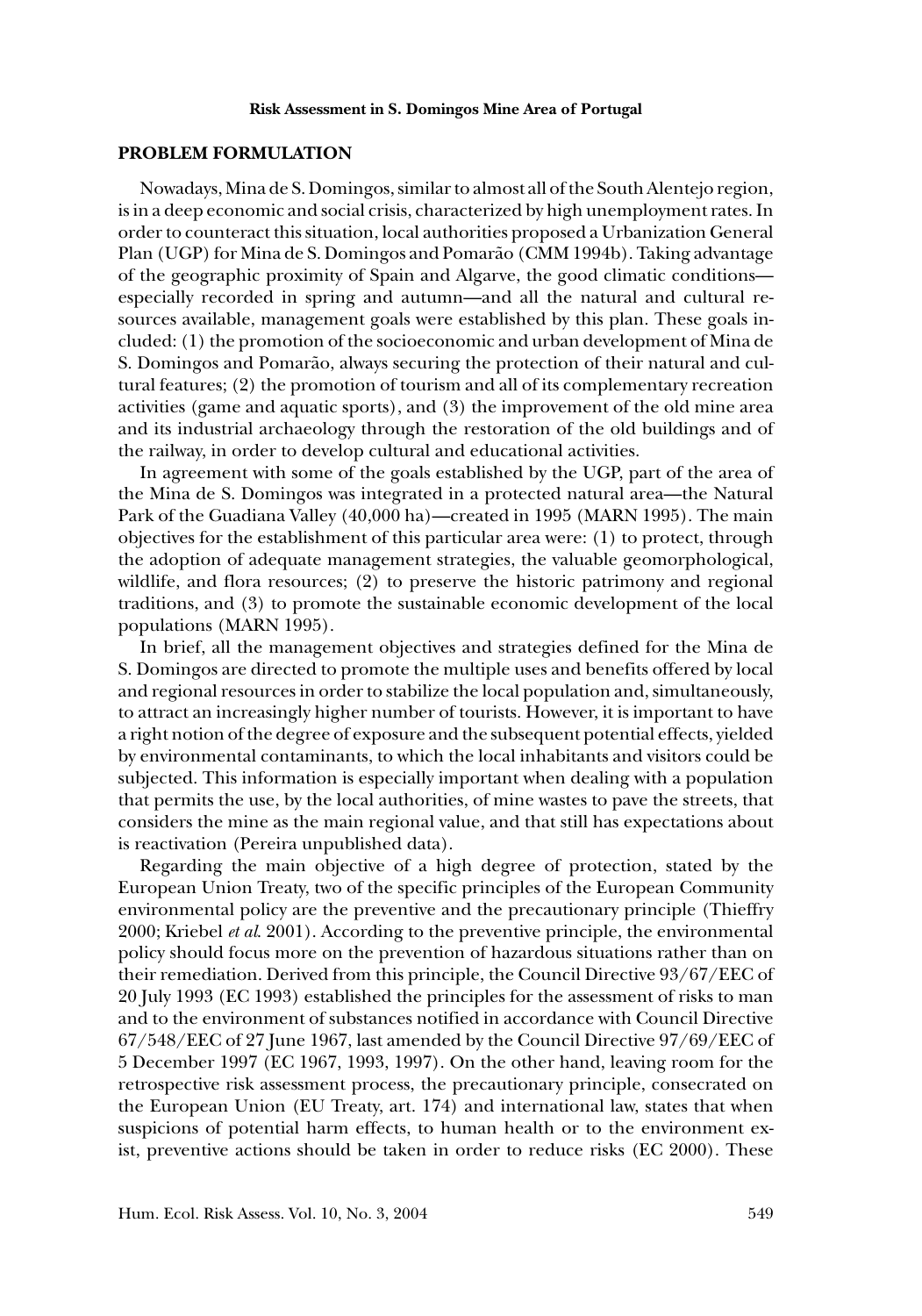## PROBLEM FORMULATION

Nowadays, Mina de S. Domingos, similar to almost all of the South Alentejo region, is in a deep economic and social crisis, characterized by high unemployment rates. In order to counteract this situation, local authorities proposed a Urbanization General Plan (UGP) for Mina de S. Domingos and Pomarão (CMM 1994b). Taking advantage of the geographic proximity of Spain and Algarve, the good climatic conditions—especially recorded in spring and autumn—and all the natural and cultural resources available, management goals were established by this plan. These goals included: (1) the promotion of the socioeconomic and urban development of Mina de S. Domingos and Pomarão, always securing the protection of their natural and cultural features; (2) the promotion of tourism and all of its complementary recreation activities (game and aquatic sports), and (3) the improvement of the old mine area and its industrial archaeology through the restoration of the old buildings and of the railway, in order to develop cultural and educational activities.

In agreement with some of the goals established by the UGP, part of the area of the Mina de S. Domingos was integrated in a protected natural area—the Natural Park of the Guadiana Valley (40,000 ha)—created in 1995 (MARN 1995). The main objectives for the establishment of this particular area were: (1) to protect, through the adoption of adequate management strategies, the valuable geomorphological, wildlife, and flora resources; (2) to preserve the historic patrimony and regional traditions, and (3) to promote the sustainable economic development of the local populations (MARN 1995).

In brief, all the management objectives and strategies defined for the Mina de S. Domingos are directed to promote the multiple uses and benefits offered by local and regional resources in order to stabilize the local population and, simultaneously, to attract an increasingly higher number of tourists. However, it is important to have a right notion of the degree of exposure and the subsequent potential effects, yielded by environmental contaminants, to which the local inhabitants and visitors could be subjected. This information is especially important when dealing with a population that permits the use, by the local authorities, of mine wastes to pave the streets, that considers the mine as the main regional value, and that still has expectations about is reactivation (Pereira unpublished data).

Regarding the main objective of a high degree of protection, stated by the European Union Treaty, two of the specific principles of the European Community environmental policy are the preventive and the precautionary principle (Thieffry 2000; Kriebel *et al.* 2001). According to the preventive principle, the environmental policy should focus more on the prevention of hazardous situations rather than on their remediation. Derived from this principle, the Council Directive 93/67/EEC of 20 July 1993 (EC 1993) established the principles for the assessment of risks to man and to the environment of substances notified in accordance with Council Directive 67/548/EEC of 27 June 1967, last amended by the Council Directive 97/69/EEC of 5 December 1997 (EC 1967, 1993, 1997). On the other hand, leaving room for the retrospective risk assessment process, the precautionary principle, consecrated on the European Union (EU Treaty, art. 174) and international law, states that when suspicions of potential harm effects, to human health or to the environment exist, preventive actions should be taken in order to reduce risks (EC 2000). These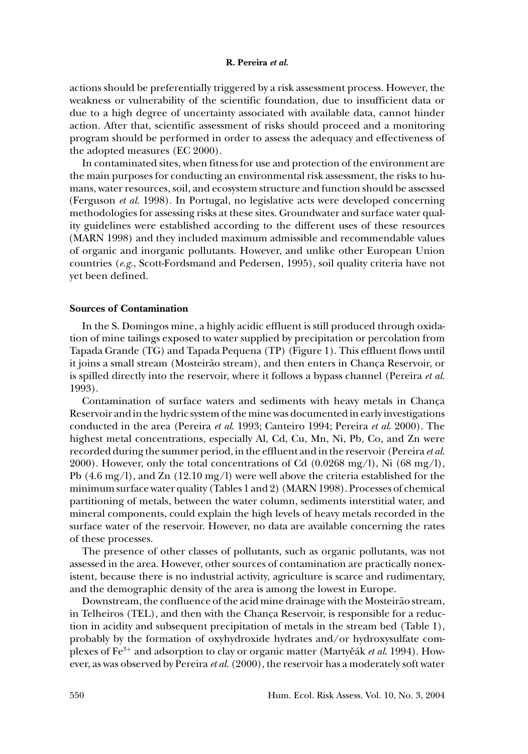actions should be preferentially triggered by a risk assessment process. However, the weakness or vulnerability of the scientific foundation, due to insufficient data or due to a high degree of uncertainty associated with available data, cannot hinder action. After that, scientific assessment of risks should proceed and a monitoring program should be performed in order to assess the adequacy and effectiveness of the adopted measures (EC 2000).

In contaminated sites, when fitness for use and protection of the environment are the main purposes for conducting an environmental risk assessment, the risks to humans, water resources, soil, and ecosystem structure and function should be assessed (Ferguson *et al.* 1998). In Portugal, no legislative acts were developed concerning methodologies for assessing risks at these sites. Groundwater and surface water quality guidelines were established according to the different uses of these resources (MARN 1998) and they included maximum admissible and recommendable values of organic and inorganic pollutants. However, and unlike other European Union countries (*e.g.*, Scott-Fordsmand and Pedersen, 1995), soil quality criteria have not yet been defined.

### Sources of Contamination

In the S. Domingos mine, a highly acidic effluent is still produced through oxidation of mine tailings exposed to water supplied by precipitation or percolation from Tapada Grande (TG) and Tapada Pequena (TP) (Figure 1). This effluent flows until it joins a small stream (Mosteirão stream), and then enters in Chança Reservoir, or is spilled directly into the reservoir, where it follows a bypass channel (Pereira *et al.* 1993).

Contamination of surface waters and sediments with heavy metals in Chança Reservoir and in the hydric system of the mine was documented in early investigations conducted in the area (Pereira *et al.* 1993; Canteiro 1994; Pereira *et al.* 2000). The highest metal concentrations, especially Al, Cd, Cu, Mn, Ni, Pb, Co, and Zn were recorded during the summer period, in the effluent and in the reservoir (Pereira *et al.* 2000). However, only the total concentrations of Cd (0.0268 mg/l), Ni (68 mg/l), Pb (4.6 mg/l), and Zn (12.10 mg/l) were well above the criteria established for the minimum surface water quality (Tables 1 and 2) (MARN 1998). Processes of chemical partitioning of metals, between the water column, sediments interstitial water, and mineral components, could explain the high levels of heavy metals recorded in the surface water of the reservoir. However, no data are available concerning the rates of these processes.

The presence of other classes of pollutants, such as organic pollutants, was not assessed in the area. However, other sources of contamination are practically nonexistent, because there is no industrial activity, agriculture is scarce and rudimentary, and the demographic density of the area is among the lowest in Europe.

Downstream, the confluence of the acid mine drainage with the Mosteirão stream, in Telheiros (TEL), and then with the Chança Reservoir, is responsible for a reduction in acidity and subsequent precipitation of metals in the stream bed (Table 1), probably by the formation of oxyhydroxide hydrates and/or hydroxysulfate complexes of $Fe^{3+}$ and adsorption to clay or organic matter (Martyčák *et al.* 1994). However, as was observed by Pereira *et al.* (2000), the reservoir has a moderately soft water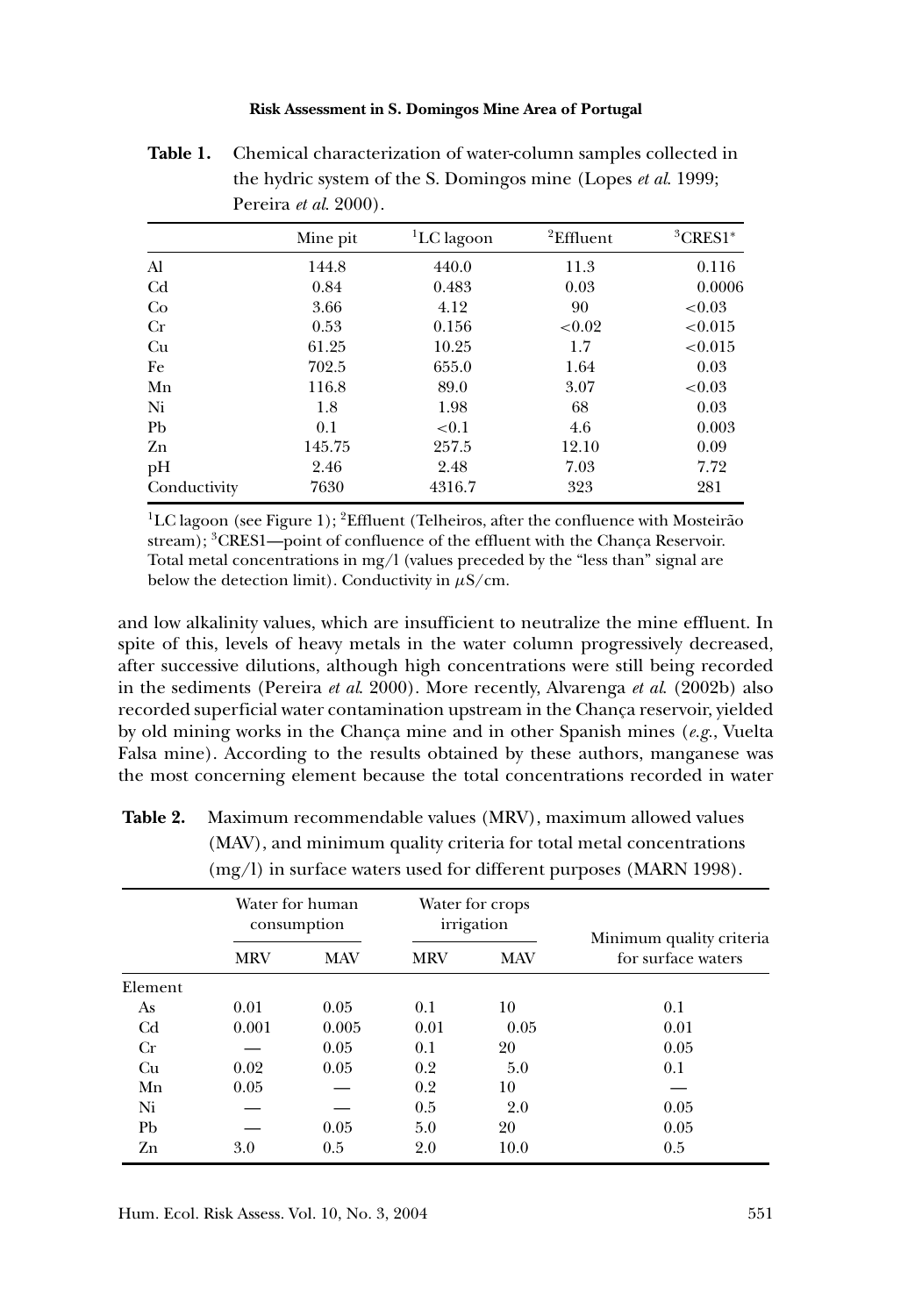**Table 1.** Chemical characterization of water-column samples collected in the hydric system of the S. Domingos mine (Lopes *et al.* 1999; Pereira *et al.* 2000).

| | Mine pit | [1]LC lagoon | [2]Effluent | [3]CRES1* |
|---|---|---|---|---|
| Al | 144.8 | 440.0 | 11.3 | 0.116 |
| Cd | 0.84 | 0.483 | 0.03 | 0.0006 |
| Co | 3.66 | 4.12 | 90 | <0.03 |
| Cr | 0.53 | 0.156 | <0.02 | <0.015 |
| Cu | 61.25 | 10.25 | 1.7 | <0.015 |
| Fe | 702.5 | 655.0 | 1.64 | 0.03 |
| Mn | 116.8 | 89.0 | 3.07 | <0.03 |
| Ni | 1.8 | 1.98 | 68 | 0.03 |
| Pb | 0.1 | <0.1 | 4.6 | 0.003 |
| Zn | 145.75 | 257.5 | 12.10 | 0.09 |
| pH | 2.46 | 2.48 | 7.03 | 7.72 |
| Conductivity | 7630 | 4316.7 | 323 | 281 |

[1]LC lagoon (see Figure 1); [2]Effluent (Telheiros, after the confluence with Mosteirão stream); [3]CRES1—point of confluence of the effluent with the Chança Reservoir. Total metal concentrations in mg/l (values preceded by the "less than" signal are below the detection limit). Conductivity in $\mu$S/cm.

and low alkalinity values, which are insufficient to neutralize the mine effluent. In spite of this, levels of heavy metals in the water column progressively decreased, after successive dilutions, although high concentrations were still being recorded in the sediments (Pereira *et al.* 2000). More recently, Alvarenga *et al.* (2002b) also recorded superficial water contamination upstream in the Chança reservoir, yielded by old mining works in the Chança mine and in other Spanish mines (*e.g.*, Vuelta Falsa mine). According to the results obtained by these authors, manganese was the most concerning element because the total concentrations recorded in water

**Table 2.** Maximum recommendable values (MRV), maximum allowed values (MAV), and minimum quality criteria for total metal concentrations (mg/l) in surface waters used for different purposes (MARN 1998).

| | Water for human consumption | | Water for crops irrigation | | Minimum quality criteria for surface waters |
|---|---|---|---|---|---|
| | MRV | MAV | MRV | MAV | |
| Element | | | | | |
| As | 0.01 | 0.05 | 0.1 | 10 | 0.1 |
| Cd | 0.001 | 0.005 | 0.01 | 0.05 | 0.01 |
| Cr | — | 0.05 | 0.1 | 20 | 0.05 |
| Cu | 0.02 | 0.05 | 0.2 | 5.0 | 0.1 |
| Mn | 0.05 | — | 0.2 | 10 | — |
| Ni | — | — | 0.5 | 2.0 | 0.05 |
| Pb | — | 0.05 | 5.0 | 20 | 0.05 |
| Zn | 3.0 | 0.5 | 2.0 | 10.0 | 0.5 |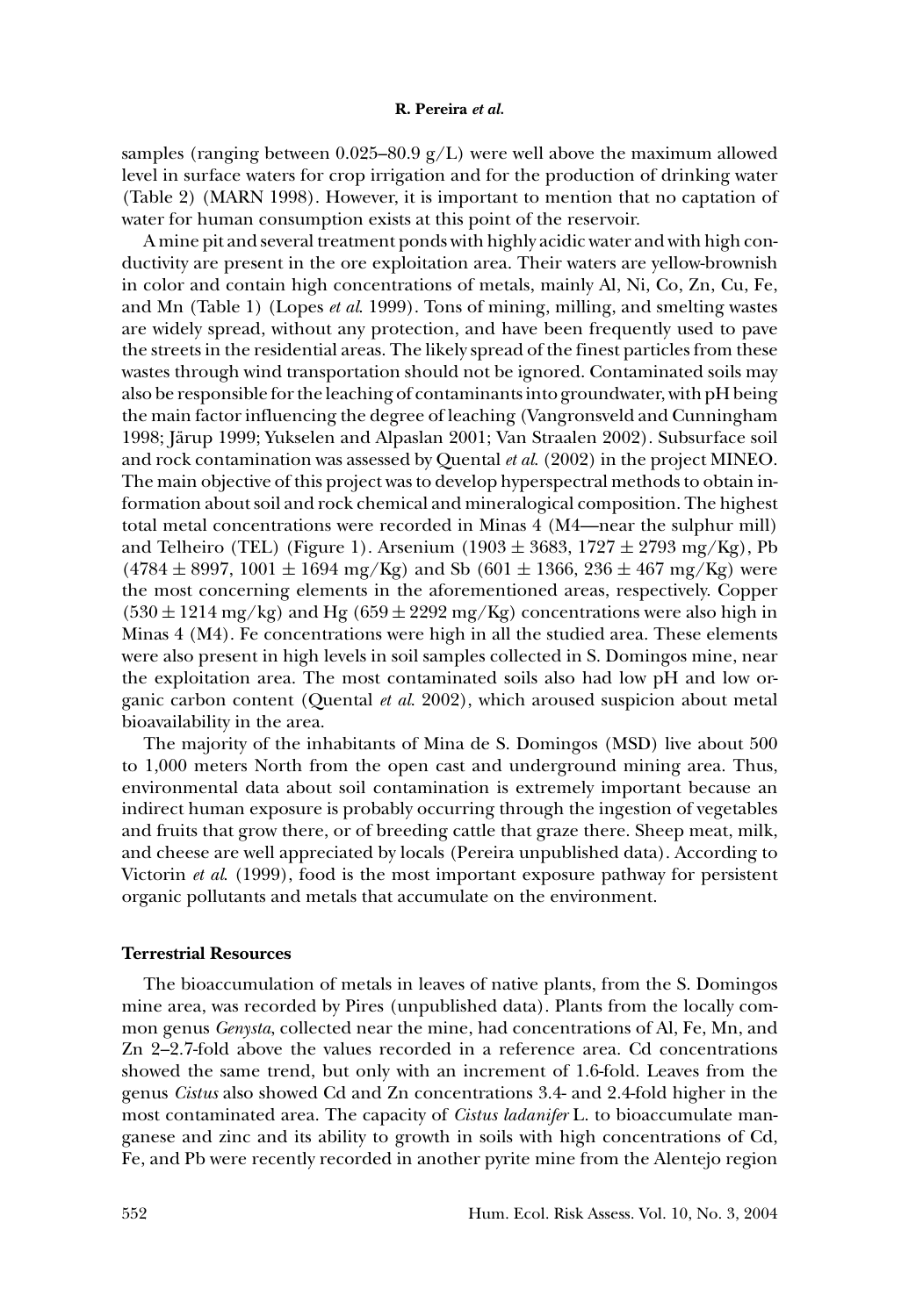samples (ranging between 0.025–80.9 g/L) were well above the maximum allowed level in surface waters for crop irrigation and for the production of drinking water (Table 2) (MARN 1998). However, it is important to mention that no captation of water for human consumption exists at this point of the reservoir.

A mine pit and several treatment ponds with highly acidic water and with high conductivity are present in the ore exploitation area. Their waters are yellow-brownish in color and contain high concentrations of metals, mainly Al, Ni, Co, Zn, Cu, Fe, and Mn (Table 1) (Lopes *et al.* 1999). Tons of mining, milling, and smelting wastes are widely spread, without any protection, and have been frequently used to pave the streets in the residential areas. The likely spread of the finest particles from these wastes through wind transportation should not be ignored. Contaminated soils may also be responsible for the leaching of contaminants into groundwater, with pH being the main factor influencing the degree of leaching (Vangronsveld and Cunningham 1998; Järup 1999; Yukselen and Alpaslan 2001; Van Straalen 2002). Subsurface soil and rock contamination was assessed by Quental *et al.* (2002) in the project MINEO. The main objective of this project was to develop hyperspectral methods to obtain information about soil and rock chemical and mineralogical composition. The highest total metal concentrations were recorded in Minas 4 (M4—near the sulphur mill) and Telheiro (TEL) (Figure 1). Arsenium ($1903 \pm 3683$, $1727 \pm 2793$ mg/Kg), Pb ($4784 \pm 8997$, $1001 \pm 1694$ mg/Kg) and Sb ($601 \pm 1366$, $236 \pm 467$ mg/Kg) were the most concerning elements in the aforementioned areas, respectively. Copper ($530 \pm 1214$ mg/kg) and Hg ($659 \pm 2292$ mg/Kg) concentrations were also high in Minas 4 (M4). Fe concentrations were high in all the studied area. These elements were also present in high levels in soil samples collected in S. Domingos mine, near the exploitation area. The most contaminated soils also had low pH and low organic carbon content (Quental *et al.* 2002), which aroused suspicion about metal bioavailability in the area.

The majority of the inhabitants of Mina de S. Domingos (MSD) live about 500 to 1,000 meters North from the open cast and underground mining area. Thus, environmental data about soil contamination is extremely important because an indirect human exposure is probably occurring through the ingestion of vegetables and fruits that grow there, or of breeding cattle that graze there. Sheep meat, milk, and cheese are well appreciated by locals (Pereira unpublished data). According to Victorin *et al.* (1999), food is the most important exposure pathway for persistent organic pollutants and metals that accumulate on the environment.

## Terrestrial Resources

The bioaccumulation of metals in leaves of native plants, from the S. Domingos mine area, was recorded by Pires (unpublished data). Plants from the locally common genus *Genysta*, collected near the mine, had concentrations of Al, Fe, Mn, and Zn 2–2.7-fold above the values recorded in a reference area. Cd concentrations showed the same trend, but only with an increment of 1.6-fold. Leaves from the genus *Cistus* also showed Cd and Zn concentrations 3.4- and 2.4-fold higher in the most contaminated area. The capacity of *Cistus ladanifer* L. to bioaccumulate manganese and zinc and its ability to growth in soils with high concentrations of Cd, Fe, and Pb were recently recorded in another pyrite mine from the Alentejo region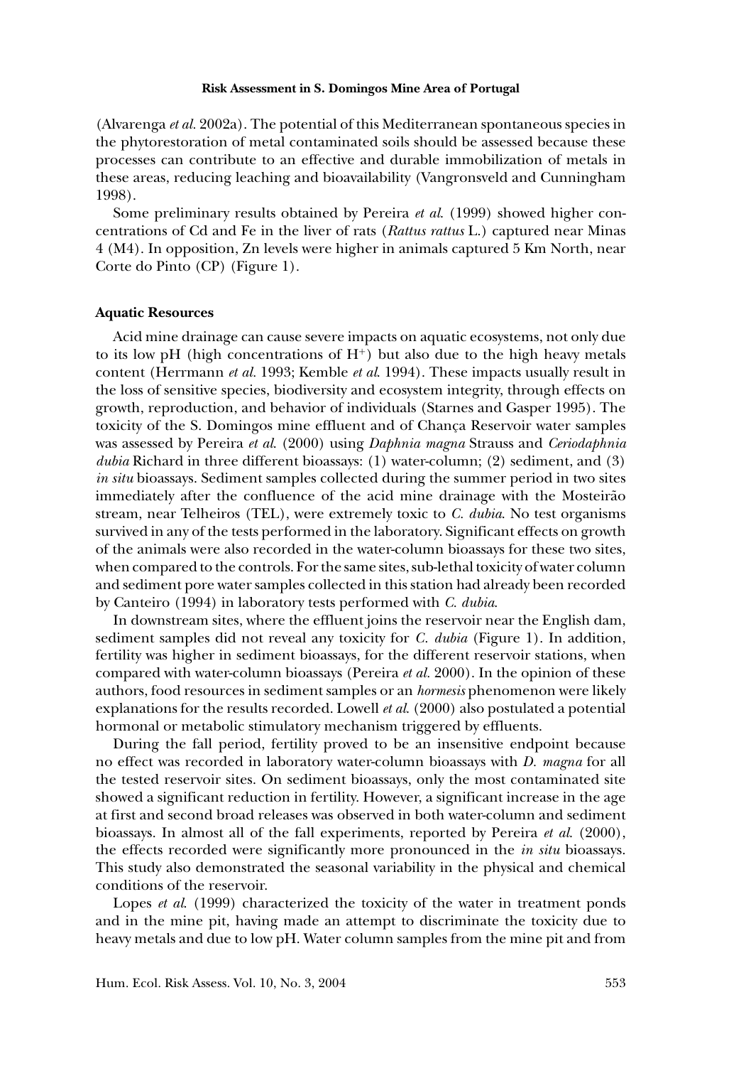(Alvarenga *et al.* 2002a). The potential of this Mediterranean spontaneous species in the phytorestoration of metal contaminated soils should be assessed because these processes can contribute to an effective and durable immobilization of metals in these areas, reducing leaching and bioavailability (Vangronsveld and Cunningham 1998).

Some preliminary results obtained by Pereira *et al.* (1999) showed higher concentrations of Cd and Fe in the liver of rats (*Rattus rattus* L.) captured near Minas 4 (M4). In opposition, Zn levels were higher in animals captured 5 Km North, near Corte do Pinto (CP) (Figure 1).

### Aquatic Resources

Acid mine drainage can cause severe impacts on aquatic ecosystems, not only due to its low pH (high concentrations of $H^{+}$) but also due to the high heavy metals content (Herrmann *et al.* 1993; Kemble *et al.* 1994). These impacts usually result in the loss of sensitive species, biodiversity and ecosystem integrity, through effects on growth, reproduction, and behavior of individuals (Starnes and Gasper 1995). The toxicity of the S. Domingos mine effluent and of Chança Reservoir water samples was assessed by Pereira *et al.* (2000) using *Daphnia magna* Strauss and *Ceriodaphnia dubia* Richard in three different bioassays: (1) water-column; (2) sediment, and (3) *in situ* bioassays. Sediment samples collected during the summer period in two sites immediately after the confluence of the acid mine drainage with the Mosteirão stream, near Telheiros (TEL), were extremely toxic to *C. dubia*. No test organisms survived in any of the tests performed in the laboratory. Significant effects on growth of the animals were also recorded in the water-column bioassays for these two sites, when compared to the controls. For the same sites, sub-lethal toxicity of water column and sediment pore water samples collected in this station had already been recorded by Canteiro (1994) in laboratory tests performed with *C. dubia*.

In downstream sites, where the effluent joins the reservoir near the English dam, sediment samples did not reveal any toxicity for *C. dubia* (Figure 1). In addition, fertility was higher in sediment bioassays, for the different reservoir stations, when compared with water-column bioassays (Pereira *et al.* 2000). In the opinion of these authors, food resources in sediment samples or an *hormesis* phenomenon were likely explanations for the results recorded. Lowell *et al.* (2000) also postulated a potential hormonal or metabolic stimulatory mechanism triggered by effluents.

During the fall period, fertility proved to be an insensitive endpoint because no effect was recorded in laboratory water-column bioassays with *D. magna* for all the tested reservoir sites. On sediment bioassays, only the most contaminated site showed a significant reduction in fertility. However, a significant increase in the age at first and second broad releases was observed in both water-column and sediment bioassays. In almost all of the fall experiments, reported by Pereira *et al.* (2000), the effects recorded were significantly more pronounced in the *in situ* bioassays. This study also demonstrated the seasonal variability in the physical and chemical conditions of the reservoir.

Lopes *et al.* (1999) characterized the toxicity of the water in treatment ponds and in the mine pit, having made an attempt to discriminate the toxicity due to heavy metals and due to low pH. Water column samples from the mine pit and from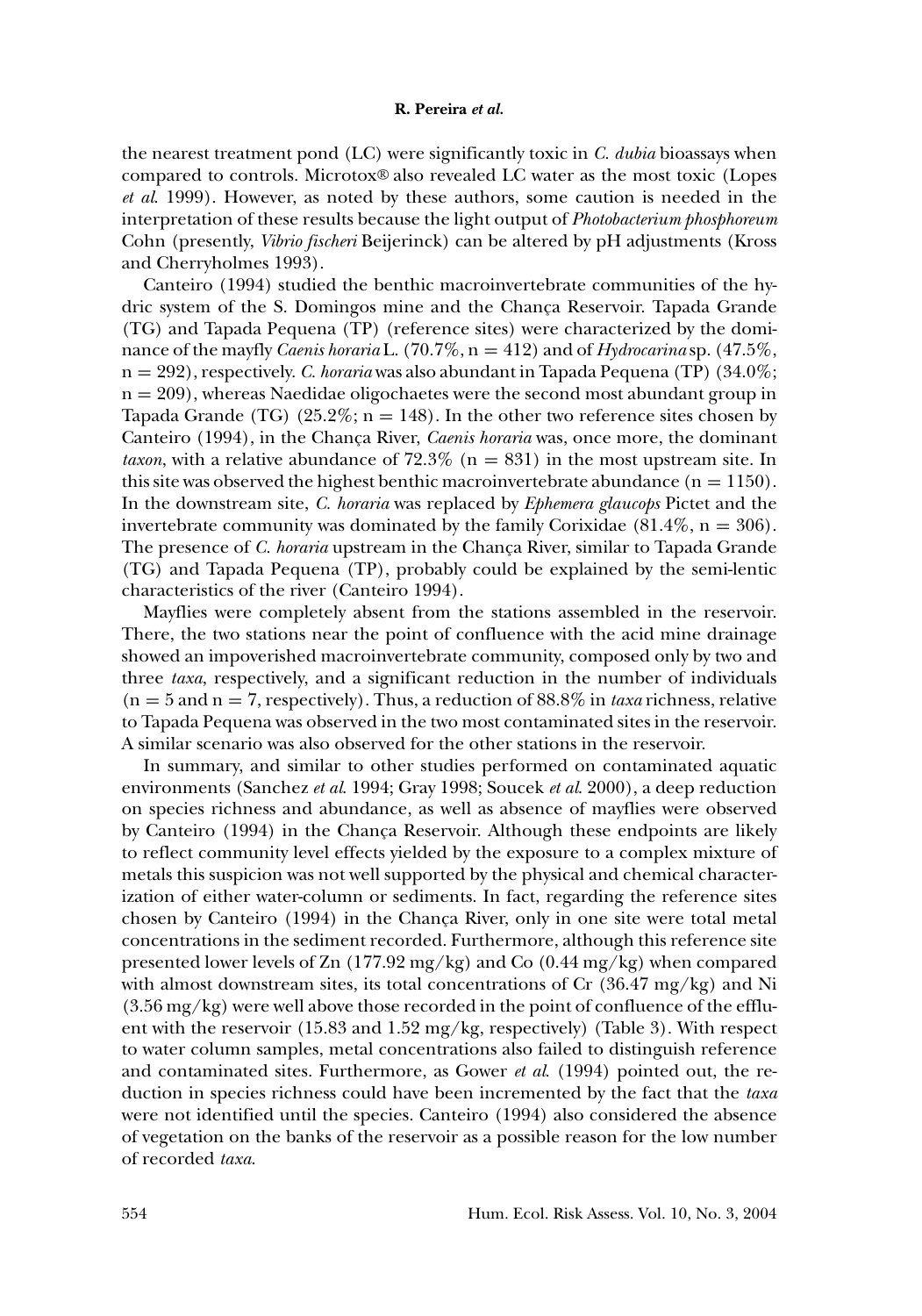the nearest treatment pond (LC) were significantly toxic in *C. dubia* bioassays when compared to controls. Microtox® also revealed LC water as the most toxic (Lopes *et al.* 1999). However, as noted by these authors, some caution is needed in the interpretation of these results because the light output of *Photobacterium phosphoreum* Cohn (presently, *Vibrio fischeri* Beijerinck) can be altered by pH adjustments (Kross and Cherryholmes 1993).

Canteiro (1994) studied the benthic macroinvertebrate communities of the hydric system of the S. Domingos mine and the Chança Reservoir. Tapada Grande (TG) and Tapada Pequena (TP) (reference sites) were characterized by the dominance of the mayfly *Caenis horaria* L. (70.7%, n = 412) and of *Hydrocarina* sp. (47.5%, n = 292), respectively. *C. horaria* was also abundant in Tapada Pequena (TP) (34.0%; n = 209), whereas Naedidae oligochaetes were the second most abundant group in Tapada Grande (TG) (25.2%; n = 148). In the other two reference sites chosen by Canteiro (1994), in the Chança River, *Caenis horaria* was, once more, the dominant *taxon*, with a relative abundance of 72.3% (n = 831) in the most upstream site. In this site was observed the highest benthic macroinvertebrate abundance (n = 1150). In the downstream site, *C. horaria* was replaced by *Ephemera glaucops* Pictet and the invertebrate community was dominated by the family Corixidae (81.4%, n = 306). The presence of *C. horaria* upstream in the Chança River, similar to Tapada Grande (TG) and Tapada Pequena (TP), probably could be explained by the semi-lentic characteristics of the river (Canteiro 1994).

Mayflies were completely absent from the stations assembled in the reservoir. There, the two stations near the point of confluence with the acid mine drainage showed an impoverished macroinvertebrate community, composed only by two and three *taxa*, respectively, and a significant reduction in the number of individuals (n = 5 and n = 7, respectively). Thus, a reduction of 88.8% in *taxa* richness, relative to Tapada Pequena was observed in the two most contaminated sites in the reservoir. A similar scenario was also observed for the other stations in the reservoir.

In summary, and similar to other studies performed on contaminated aquatic environments (Sanchez *et al.* 1994; Gray 1998; Soucek *et al.* 2000), a deep reduction on species richness and abundance, as well as absence of mayflies were observed by Canteiro (1994) in the Chança Reservoir. Although these endpoints are likely to reflect community level effects yielded by the exposure to a complex mixture of metals this suspicion was not well supported by the physical and chemical characterization of either water-column or sediments. In fact, regarding the reference sites chosen by Canteiro (1994) in the Chança River, only in one site were total metal concentrations in the sediment recorded. Furthermore, although this reference site presented lower levels of Zn (177.92 mg/kg) and Co (0.44 mg/kg) when compared with almost downstream sites, its total concentrations of Cr (36.47 mg/kg) and Ni (3.56 mg/kg) were well above those recorded in the point of confluence of the effluent with the reservoir (15.83 and 1.52 mg/kg, respectively) (Table 3). With respect to water column samples, metal concentrations also failed to distinguish reference and contaminated sites. Furthermore, as Gower *et al.* (1994) pointed out, the reduction in species richness could have been incremented by the fact that the *taxa* were not identified until the species. Canteiro (1994) also considered the absence of vegetation on the banks of the reservoir as a possible reason for the low number of recorded *taxa*.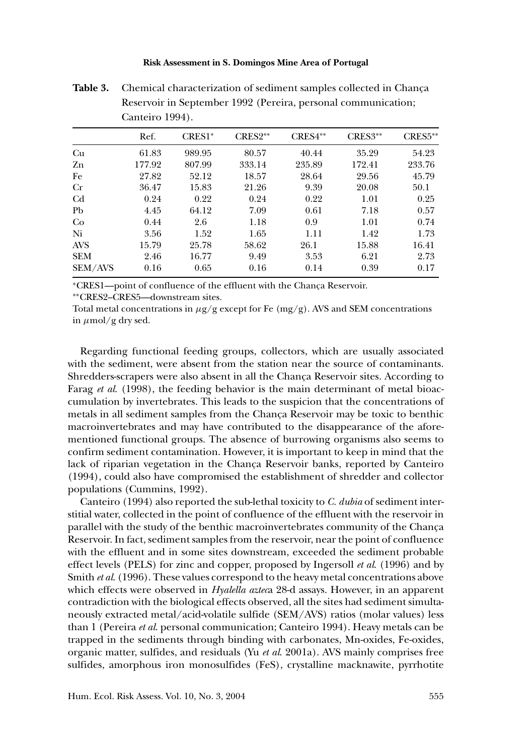**Table 3.** Chemical characterization of sediment samples collected in Chança Reservoir in September 1992 (Pereira, personal communication; Canteiro 1994).

| | Ref. | CRES1* | CRES2** | CRES4** | CRES3** | CRES5** |
|---|---|---|---|---|---|---|
| Cu | 61.83 | 989.95 | 80.57 | 40.44 | 35.29 | 54.23 |
| Zn | 177.92 | 807.99 | 333.14 | 235.89 | 172.41 | 233.76 |
| Fe | 27.82 | 52.12 | 18.57 | 28.64 | 29.56 | 45.79 |
| Cr | 36.47 | 15.83 | 21.26 | 9.39 | 20.08 | 50.1 |
| Cd | 0.24 | 0.22 | 0.24 | 0.22 | 1.01 | 0.25 |
| Pb | 4.45 | 64.12 | 7.09 | 0.61 | 7.18 | 0.57 |
| Co | 0.44 | 2.6 | 1.18 | 0.9 | 1.01 | 0.74 |
| Ni | 3.56 | 1.52 | 1.65 | 1.11 | 1.42 | 1.73 |
| AVS | 15.79 | 25.78 | 58.62 | 26.1 | 15.88 | 16.41 |
| SEM | 2.46 | 16.77 | 9.49 | 3.53 | 6.21 | 2.73 |
| SEM/AVS | 0.16 | 0.65 | 0.16 | 0.14 | 0.39 | 0.17 |

*CRES1—point of confluence of the effluent with the Chança Reservoir.

**CRES2–CRES5—downstream sites.

Total metal concentrations in $\mu$g/g except for Fe (mg/g). AVS and SEM concentrations in $\mu$mol/g dry sed.

Regarding functional feeding groups, collectors, which are usually associated with the sediment, were absent from the station near the source of contaminants. Shredders-scrapers were also absent in all the Chança Reservoir sites. According to Farag *et al.* (1998), the feeding behavior is the main determinant of metal bioaccumulation by invertebrates. This leads to the suspicion that the concentrations of metals in all sediment samples from the Chança Reservoir may be toxic to benthic macroinvertebrates and may have contributed to the disappearance of the aforementioned functional groups. The absence of burrowing organisms also seems to confirm sediment contamination. However, it is important to keep in mind that the lack of riparian vegetation in the Chança Reservoir banks, reported by Canteiro (1994), could also have compromised the establishment of shredder and collector populations (Cummins, 1992).

Canteiro (1994) also reported the sub-lethal toxicity to *C. dubia* of sediment interstitial water, collected in the point of confluence of the effluent with the reservoir in parallel with the study of the benthic macroinvertebrates community of the Chança Reservoir. In fact, sediment samples from the reservoir, near the point of confluence with the effluent and in some sites downstream, exceeded the sediment probable effect levels (PELS) for zinc and copper, proposed by Ingersoll *et al.* (1996) and by Smith *et al.* (1996). These values correspond to the heavy metal concentrations above which effects were observed in *Hyalella azteca* 28-d assays. However, in an apparent contradiction with the biological effects observed, all the sites had sediment simultaneously extracted metal/acid-volatile sulfide (SEM/AVS) ratios (molar values) less than 1 (Pereira *et al.* personal communication; Canteiro 1994). Heavy metals can be trapped in the sediments through binding with carbonates, Mn-oxides, Fe-oxides, organic matter, sulfides, and residuals (Yu *et al.* 2001a). AVS mainly comprises free sulfides, amorphous iron monosulfides (FeS), crystalline macknawite, pyrrhotite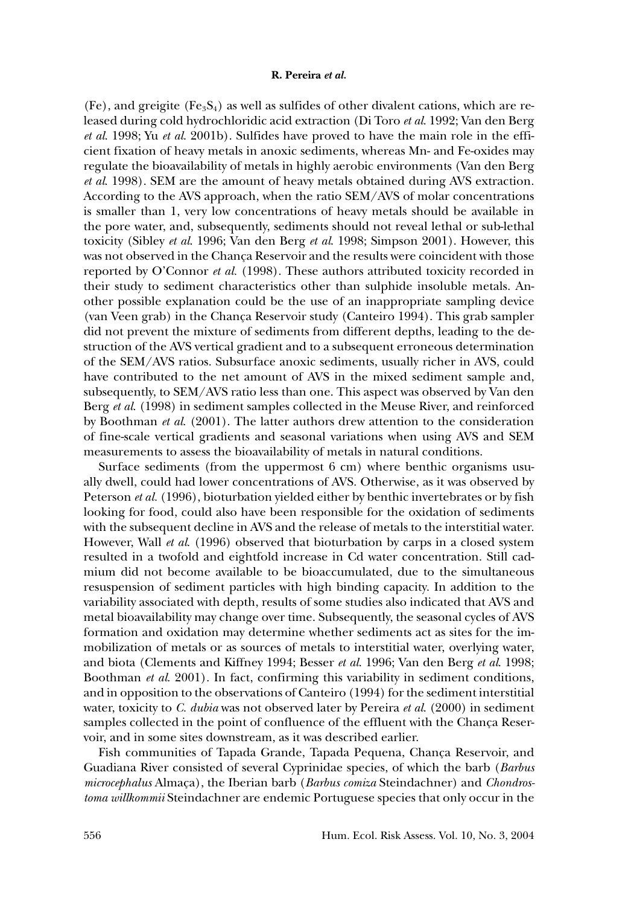(Fe), and greigite ($Fe_3S_4$) as well as sulfides of other divalent cations, which are released during cold hydrochloridic acid extraction (Di Toro *et al.* 1992; Van den Berg *et al.* 1998; Yu *et al.* 2001b). Sulfides have proved to have the main role in the efficient fixation of heavy metals in anoxic sediments, whereas Mn- and Fe-oxides may regulate the bioavailability of metals in highly aerobic environments (Van den Berg *et al.* 1998). SEM are the amount of heavy metals obtained during AVS extraction. According to the AVS approach, when the ratio SEM/AVS of molar concentrations is smaller than 1, very low concentrations of heavy metals should be available in the pore water, and, subsequently, sediments should not reveal lethal or sub-lethal toxicity (Sibley *et al.* 1996; Van den Berg *et al.* 1998; Simpson 2001). However, this was not observed in the Chança Reservoir and the results were coincident with those reported by O'Connor *et al.* (1998). These authors attributed toxicity recorded in their study to sediment characteristics other than sulphide insoluble metals. Another possible explanation could be the use of an inappropriate sampling device (van Veen grab) in the Chança Reservoir study (Canteiro 1994). This grab sampler did not prevent the mixture of sediments from different depths, leading to the destruction of the AVS vertical gradient and to a subsequent erroneous determination of the SEM/AVS ratios. Subsurface anoxic sediments, usually richer in AVS, could have contributed to the net amount of AVS in the mixed sediment sample and, subsequently, to SEM/AVS ratio less than one. This aspect was observed by Van den Berg *et al.* (1998) in sediment samples collected in the Meuse River, and reinforced by Boothman *et al.* (2001). The latter authors drew attention to the consideration of fine-scale vertical gradients and seasonal variations when using AVS and SEM measurements to assess the bioavailability of metals in natural conditions.

Surface sediments (from the uppermost 6 cm) where benthic organisms usually dwell, could had lower concentrations of AVS. Otherwise, as it was observed by Peterson *et al.* (1996), bioturbation yielded either by benthic invertebrates or by fish looking for food, could also have been responsible for the oxidation of sediments with the subsequent decline in AVS and the release of metals to the interstitial water. However, Wall *et al.* (1996) observed that bioturbation by carps in a closed system resulted in a twofold and eightfold increase in Cd water concentration. Still cadmium did not become available to be bioaccumulated, due to the simultaneous resuspension of sediment particles with high binding capacity. In addition to the variability associated with depth, results of some studies also indicated that AVS and metal bioavailability may change over time. Subsequently, the seasonal cycles of AVS formation and oxidation may determine whether sediments act as sites for the immobilization of metals or as sources of metals to interstitial water, overlying water, and biota (Clements and Kiffney 1994; Besser *et al.* 1996; Van den Berg *et al.* 1998; Boothman *et al.* 2001). In fact, confirming this variability in sediment conditions, and in opposition to the observations of Canteiro (1994) for the sediment interstitial water, toxicity to *C. dubia* was not observed later by Pereira *et al.* (2000) in sediment samples collected in the point of confluence of the effluent with the Chança Reservoir, and in some sites downstream, as it was described earlier.

Fish communities of Tapada Grande, Tapada Pequena, Chança Reservoir, and Guadiana River consisted of several Cyprinidae species, of which the barb (*Barbus microcephalus* Almaça), the Iberian barb (*Barbus comiza* Steindachner) and *Chondrostoma willkommii* Steindachner are endemic Portuguese species that only occur in the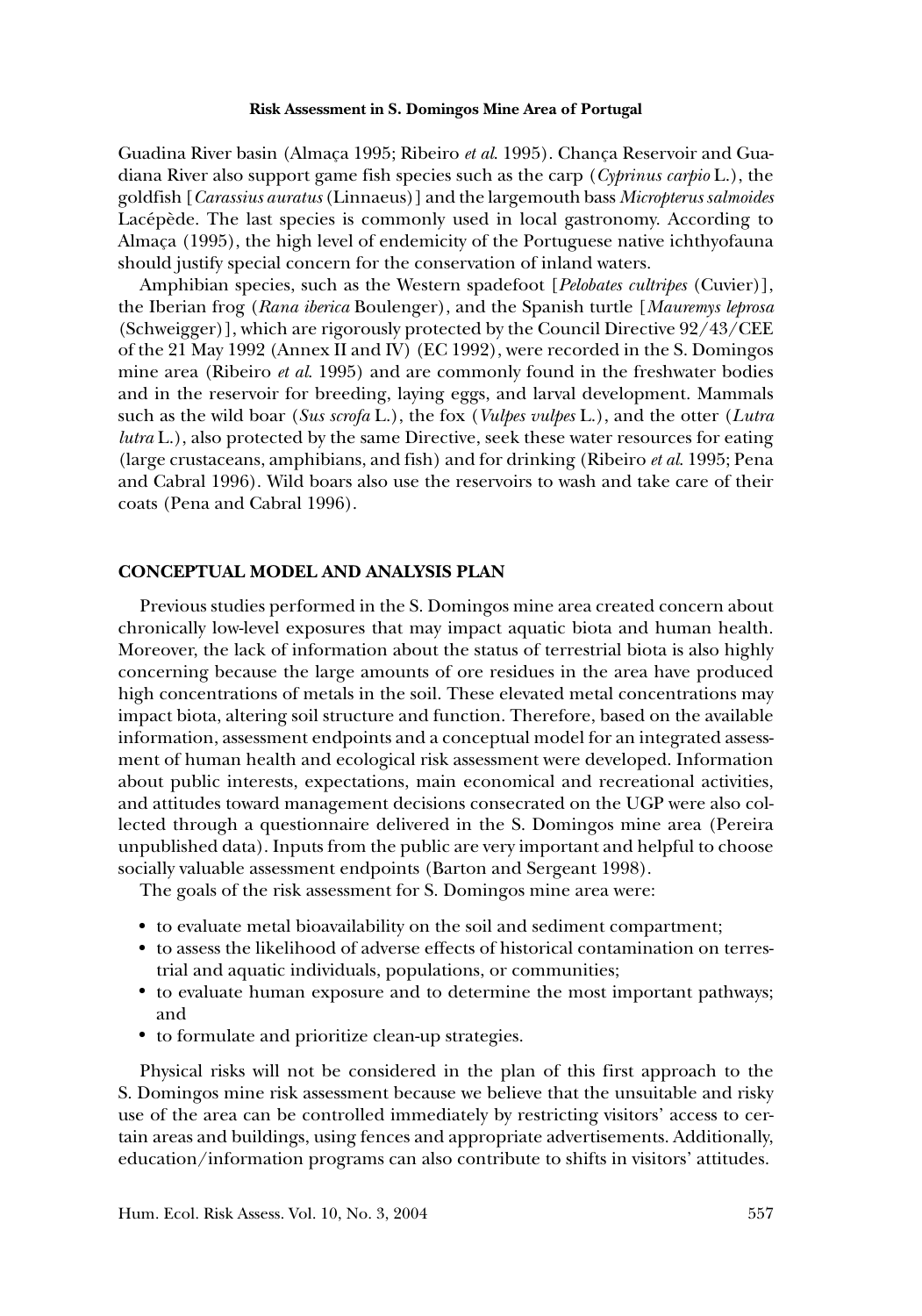Guadina River basin (Almaça 1995; Ribeiro *et al.* 1995). Chança Reservoir and Guadiana River also support game fish species such as the carp (*Cyprinus carpio* L.), the goldfish [*Carassius auratus* (Linnaeus)] and the largemouth bass *Micropterus salmoides* Lacépède. The last species is commonly used in local gastronomy. According to Almaça (1995), the high level of endemicity of the Portuguese native ichthyofauna should justify special concern for the conservation of inland waters.

Amphibian species, such as the Western spadefoot [*Pelobates cultripes* (Cuvier)], the Iberian frog (*Rana iberica* Boulenger), and the Spanish turtle [*Mauremys leprosa* (Schweigger)], which are rigorously protected by the Council Directive 92/43/CEE of the 21 May 1992 (Annex II and IV) (EC 1992), were recorded in the S. Domingos mine area (Ribeiro *et al.* 1995) and are commonly found in the freshwater bodies and in the reservoir for breeding, laying eggs, and larval development. Mammals such as the wild boar (*Sus scrofa* L.), the fox (*Vulpes vulpes* L.), and the otter (*Lutra lutra* L.), also protected by the same Directive, seek these water resources for eating (large crustaceans, amphibians, and fish) and for drinking (Ribeiro *et al.* 1995; Pena and Cabral 1996). Wild boars also use the reservoirs to wash and take care of their coats (Pena and Cabral 1996).

## CONCEPTUAL MODEL AND ANALYSIS PLAN

Previous studies performed in the S. Domingos mine area created concern about chronically low-level exposures that may impact aquatic biota and human health. Moreover, the lack of information about the status of terrestrial biota is also highly concerning because the large amounts of ore residues in the area have produced high concentrations of metals in the soil. These elevated metal concentrations may impact biota, altering soil structure and function. Therefore, based on the available information, assessment endpoints and a conceptual model for an integrated assessment of human health and ecological risk assessment were developed. Information about public interests, expectations, main economical and recreational activities, and attitudes toward management decisions consecrated on the UGP were also collected through a questionnaire delivered in the S. Domingos mine area (Pereira unpublished data). Inputs from the public are very important and helpful to choose socially valuable assessment endpoints (Barton and Sergeant 1998).

The goals of the risk assessment for S. Domingos mine area were:

- to evaluate metal bioavailability on the soil and sediment compartment;
- to assess the likelihood of adverse effects of historical contamination on terrestrial and aquatic individuals, populations, or communities;
- to evaluate human exposure and to determine the most important pathways; and
- to formulate and prioritize clean-up strategies.

Physical risks will not be considered in the plan of this first approach to the S. Domingos mine risk assessment because we believe that the unsuitable and risky use of the area can be controlled immediately by restricting visitors' access to certain areas and buildings, using fences and appropriate advertisements. Additionally, education/information programs can also contribute to shifts in visitors' attitudes.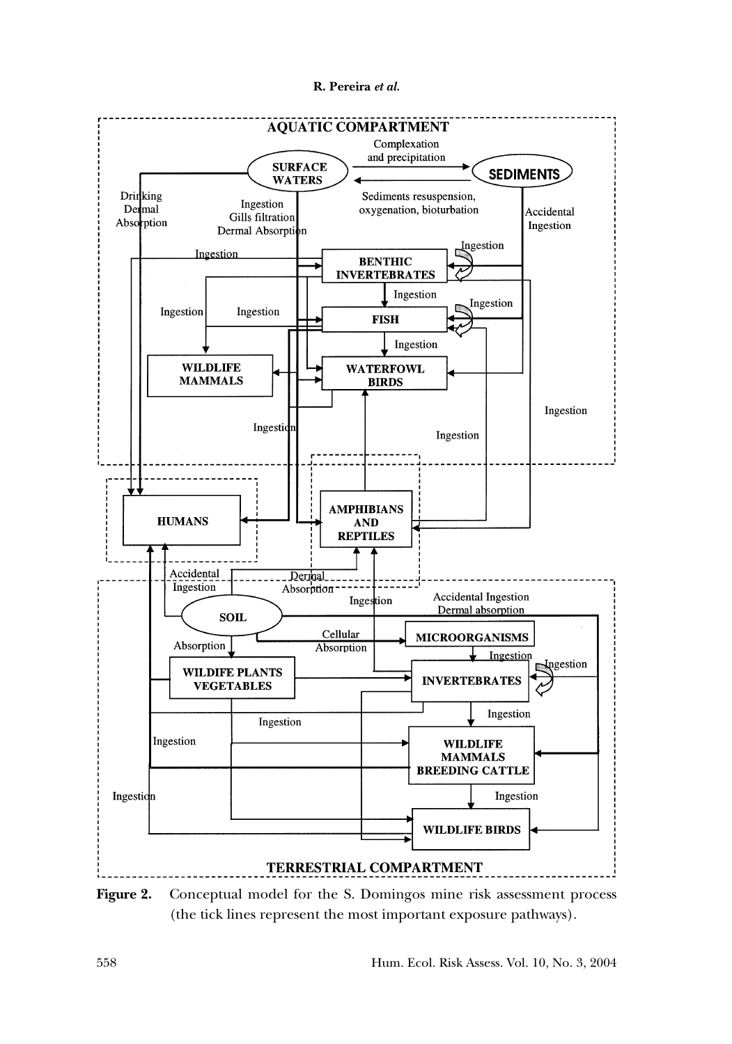**Figure 2.** Conceptual model for the S. Domingos mine risk assessment process (the tick lines represent the most important exposure pathways).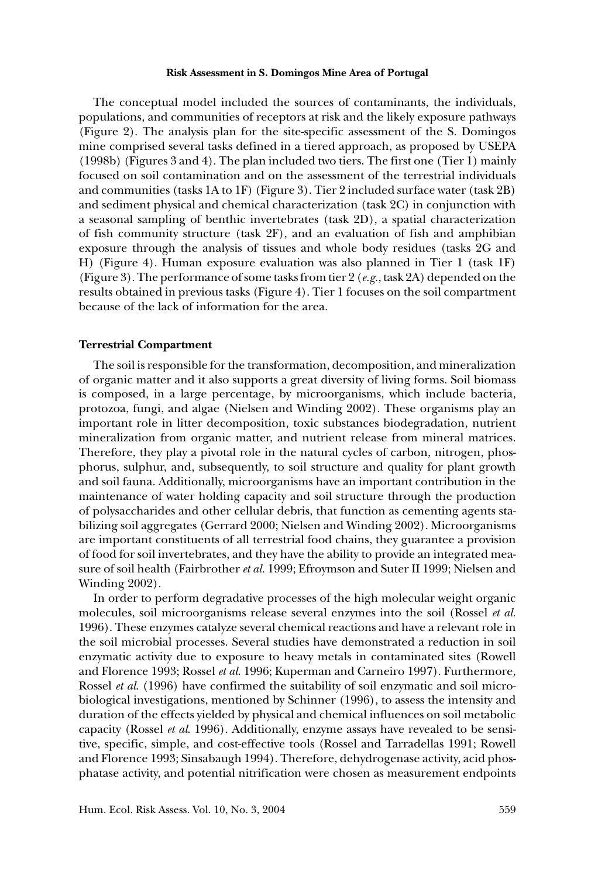The conceptual model included the sources of contaminants, the individuals, populations, and communities of receptors at risk and the likely exposure pathways (Figure 2). The analysis plan for the site-specific assessment of the S. Domingos mine comprised several tasks defined in a tiered approach, as proposed by USEPA (1998b) (Figures 3 and 4). The plan included two tiers. The first one (Tier 1) mainly focused on soil contamination and on the assessment of the terrestrial individuals and communities (tasks 1A to 1F) (Figure 3). Tier 2 included surface water (task 2B) and sediment physical and chemical characterization (task 2C) in conjunction with a seasonal sampling of benthic invertebrates (task 2D), a spatial characterization of fish community structure (task 2F), and an evaluation of fish and amphibian exposure through the analysis of tissues and whole body residues (tasks 2G and H) (Figure 4). Human exposure evaluation was also planned in Tier 1 (task 1F) (Figure 3). The performance of some tasks from tier 2 (*e.g.*, task 2A) depended on the results obtained in previous tasks (Figure 4). Tier 1 focuses on the soil compartment because of the lack of information for the area.

### Terrestrial Compartment

The soil is responsible for the transformation, decomposition, and mineralization of organic matter and it also supports a great diversity of living forms. Soil biomass is composed, in a large percentage, by microorganisms, which include bacteria, protozoa, fungi, and algae (Nielsen and Winding 2002). These organisms play an important role in litter decomposition, toxic substances biodegradation, nutrient mineralization from organic matter, and nutrient release from mineral matrices. Therefore, they play a pivotal role in the natural cycles of carbon, nitrogen, phosphorus, sulphur, and, subsequently, to soil structure and quality for plant growth and soil fauna. Additionally, microorganisms have an important contribution in the maintenance of water holding capacity and soil structure through the production of polysaccharides and other cellular debris, that function as cementing agents stabilizing soil aggregates (Gerrard 2000; Nielsen and Winding 2002). Microorganisms are important constituents of all terrestrial food chains, they guarantee a provision of food for soil invertebrates, and they have the ability to provide an integrated measure of soil health (Fairbrother *et al.* 1999; Efroymson and Suter II 1999; Nielsen and Winding 2002).

In order to perform degradative processes of the high molecular weight organic molecules, soil microorganisms release several enzymes into the soil (Rossel *et al.* 1996). These enzymes catalyze several chemical reactions and have a relevant role in the soil microbial processes. Several studies have demonstrated a reduction in soil enzymatic activity due to exposure to heavy metals in contaminated sites (Rowell and Florence 1993; Rossel *et al.* 1996; Kuperman and Carneiro 1997). Furthermore, Rossel *et al.* (1996) have confirmed the suitability of soil enzymatic and soil microbiological investigations, mentioned by Schinner (1996), to assess the intensity and duration of the effects yielded by physical and chemical influences on soil metabolic capacity (Rossel *et al.* 1996). Additionally, enzyme assays have revealed to be sensitive, specific, simple, and cost-effective tools (Rossel and Tarradellas 1991; Rowell and Florence 1993; Sinsabaugh 1994). Therefore, dehydrogenase activity, acid phosphatase activity, and potential nitrification were chosen as measurement endpoints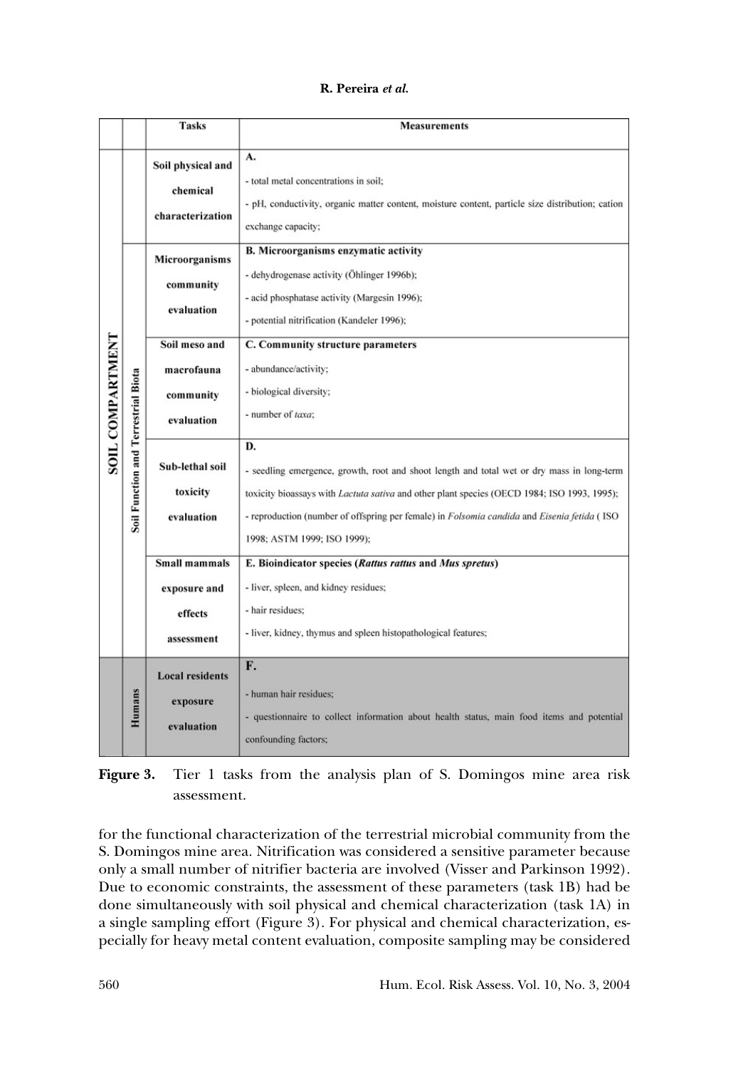| | | Tasks | Measurements |
|---|---|---|---|
| SOIL COMPARTMENT | | Soil physical and chemical characterization | **A.**<br>- total metal concentrations in soil;<br>- pH, conductivity, organic matter content, moisture content, particle size distribution; cation exchange capacity; |
| | Soil Function and Terrestrial Biota | Microorganisms community evaluation | **B. Microorganisms enzymatic activity**<br>- dehydrogenase activity (Öhlinger 1996b);<br>- acid phosphatase activity (Margesin 1996);<br>- potential nitrification (Kandeler 1996); |
| | | Soil meso and macrofauna community evaluation | **C. Community structure parameters**<br>- abundance/activity;<br>- biological diversity;<br>- number of *taxa*; |
| | | Sub-lethal soil toxicity evaluation | **D.**<br>- seedling emergence, growth, root and shoot length and total wet or dry mass in long-term toxicity bioassays with *Lactuta sativa* and other plant species (OECD 1984; ISO 1993, 1995);<br>- reproduction (number of offspring per female) in *Folsomia candida* and *Eisenia fetida* ( ISO 1998; ASTM 1999; ISO 1999); |
| | | Small mammals exposure and effects assessment | **E. Bioindicator species (*Rattus rattus* and *Mus spretus*)**<br>- liver, spleen, and kidney residues;<br>- hair residues;<br>- liver, kidney, thymus and spleen histopathological features; |
| | Humans | Local residents exposure evaluation | **F.**<br>- human hair residues;<br>- questionnaire to collect information about health status, main food items and potential confounding factors; |

**Figure 3.** Tier 1 tasks from the analysis plan of S. Domingos mine area risk assessment.

for the functional characterization of the terrestrial microbial community from the S. Domingos mine area. Nitrification was considered a sensitive parameter because only a small number of nitrifier bacteria are involved (Visser and Parkinson 1992). Due to economic constraints, the assessment of these parameters (task 1B) had be done simultaneously with soil physical and chemical characterization (task 1A) in a single sampling effort (Figure 3). For physical and chemical characterization, especially for heavy metal content evaluation, composite sampling may be considered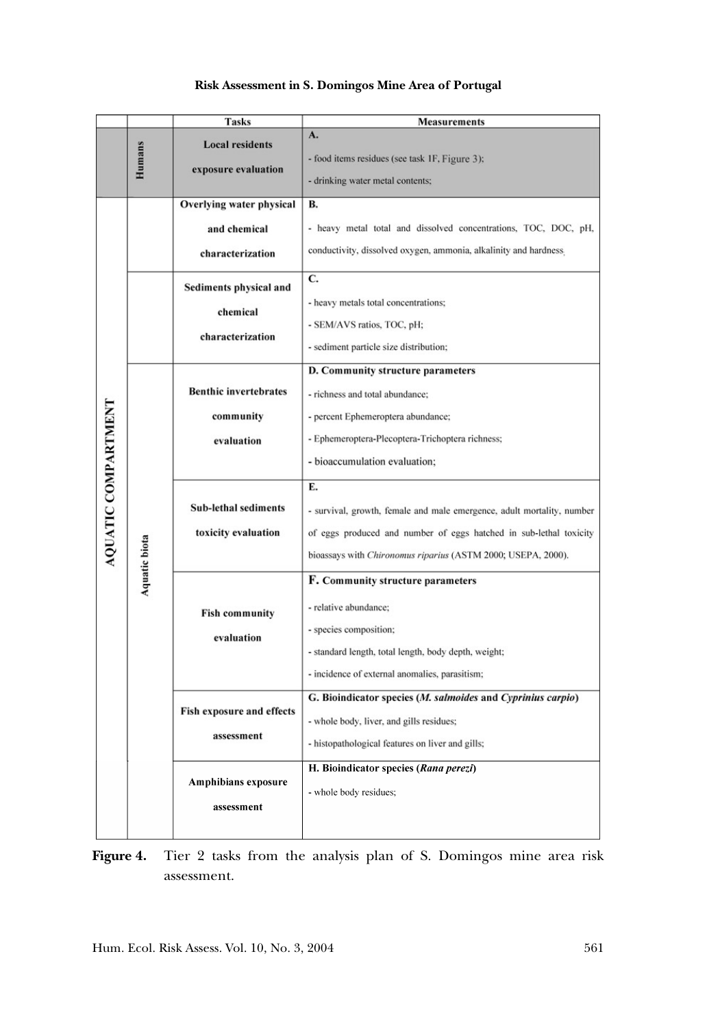| | | Tasks | Measurements |
|---|---|---|---|
| | Humans | Local residents exposure evaluation | **A.**<br>- food items residues (see task 1F, Figure 3);<br>- drinking water metal contents; |
| AQUATIC COMPARTMENT | | Overlying water physical and chemical characterization | **B.**<br>- heavy metal total and dissolved concentrations, TOC, DOC, pH, conductivity, dissolved oxygen, ammonia, alkalinity and hardness. |
| | | Sediments physical and chemical characterization | **C.**<br>- heavy metals total concentrations;<br>- SEM/AVS ratios, TOC, pH;<br>- sediment particle size distribution; |
| | Aquatic biota | Benthic invertebrates community evaluation | **D. Community structure parameters**<br>- richness and total abundance;<br>- percent Ephemeroptera abundance;<br>- Ephemeroptera-Plecoptera-Trichoptera richness;<br>- bioaccumulation evaluation; |
| | | Sub-lethal sediments toxicity evaluation | **E.**<br>- survival, growth, female and male emergence, adult mortality, number of eggs produced and number of eggs hatched in sub-lethal toxicity bioassays with *Chironomus riparius* (ASTM 2000; USEPA, 2000). |
| | | Fish community evaluation | **F. Community structure parameters**<br>- relative abundance;<br>- species composition;<br>- standard length, total length, body depth, weight;<br>- incidence of external anomalies, parasitism; |
| | | Fish exposure and effects assessment | **G. Bioindicator species (*M. salmoides* and *Cyprinius carpio*)**<br>- whole body, liver, and gills residues;<br>- histopathological features on liver and gills; |
| | | Amphibians exposure assessment | **H. Bioindicator species (*Rana perezi*)**<br>- whole body residues; |

**Figure 4.** Tier 2 tasks from the analysis plan of S. Domingos mine area risk assessment.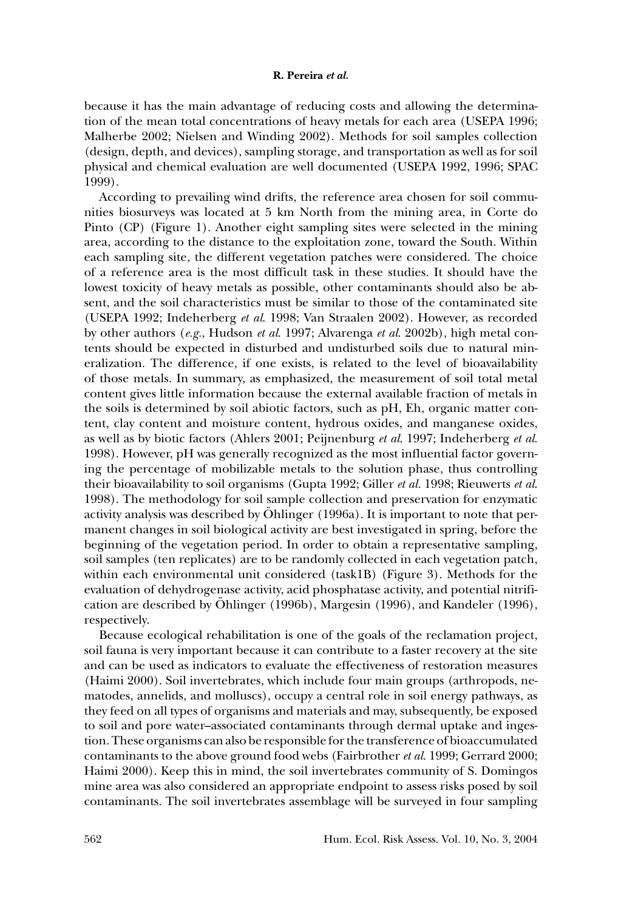because it has the main advantage of reducing costs and allowing the determination of the mean total concentrations of heavy metals for each area (USEPA 1996; Malherbe 2002; Nielsen and Winding 2002). Methods for soil samples collection (design, depth, and devices), sampling storage, and transportation as well as for soil physical and chemical evaluation are well documented (USEPA 1992, 1996; SPAC 1999).

According to prevailing wind drifts, the reference area chosen for soil communities biosurveys was located at 5 km North from the mining area, in Corte do Pinto (CP) (Figure 1). Another eight sampling sites were selected in the mining area, according to the distance to the exploitation zone, toward the South. Within each sampling site, the different vegetation patches were considered. The choice of a reference area is the most difficult task in these studies. It should have the lowest toxicity of heavy metals as possible, other contaminants should also be absent, and the soil characteristics must be similar to those of the contaminated site (USEPA 1992; Indeherberg *et al.* 1998; Van Straalen 2002). However, as recorded by other authors (*e.g.*, Hudson *et al.* 1997; Alvarenga *et al.* 2002b), high metal contents should be expected in disturbed and undisturbed soils due to natural mineralization. The difference, if one exists, is related to the level of bioavailability of those metals. In summary, as emphasized, the measurement of soil total metal content gives little information because the external available fraction of metals in the soils is determined by soil abiotic factors, such as pH, Eh, organic matter content, clay content and moisture content, hydrous oxides, and manganese oxides, as well as by biotic factors (Ahlers 2001; Peijnenburg *et al.* 1997; Indeherberg *et al.* 1998). However, pH was generally recognized as the most influential factor governing the percentage of mobilizable metals to the solution phase, thus controlling their bioavailability to soil organisms (Gupta 1992; Giller *et al.* 1998; Rieuwerts *et al.* 1998). The methodology for soil sample collection and preservation for enzymatic activity analysis was described by Öhlinger (1996a). It is important to note that permanent changes in soil biological activity are best investigated in spring, before the beginning of the vegetation period. In order to obtain a representative sampling, soil samples (ten replicates) are to be randomly collected in each vegetation patch, within each environmental unit considered (task1B) (Figure 3). Methods for the evaluation of dehydrogenase activity, acid phosphatase activity, and potential nitrification are described by Öhlinger (1996b), Margesin (1996), and Kandeler (1996), respectively.

Because ecological rehabilitation is one of the goals of the reclamation project, soil fauna is very important because it can contribute to a faster recovery at the site and can be used as indicators to evaluate the effectiveness of restoration measures (Haimi 2000). Soil invertebrates, which include four main groups (arthropods, nematodes, annelids, and molluscs), occupy a central role in soil energy pathways, as they feed on all types of organisms and materials and may, subsequently, be exposed to soil and pore water–associated contaminants through dermal uptake and ingestion. These organisms can also be responsible for the transference of bioaccumulated contaminants to the above ground food webs (Fairbrother *et al.* 1999; Gerrard 2000; Haimi 2000). Keep this in mind, the soil invertebrates community of S. Domingos mine area was also considered an appropriate endpoint to assess risks posed by soil contaminants. The soil invertebrates assemblage will be surveyed in four sampling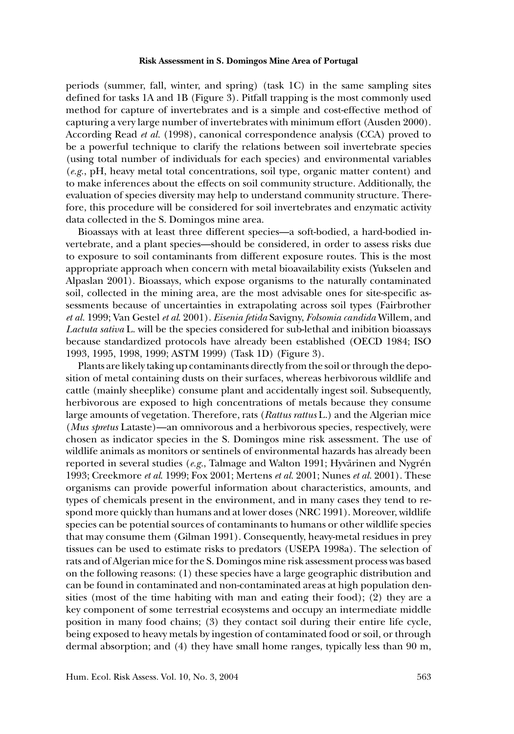periods (summer, fall, winter, and spring) (task 1C) in the same sampling sites defined for tasks 1A and 1B (Figure 3). Pitfall trapping is the most commonly used method for capture of invertebrates and is a simple and cost-effective method of capturing a very large number of invertebrates with minimum effort (Ausden 2000). According Read *et al.* (1998), canonical correspondence analysis (CCA) proved to be a powerful technique to clarify the relations between soil invertebrate species (using total number of individuals for each species) and environmental variables (*e.g.*, pH, heavy metal total concentrations, soil type, organic matter content) and to make inferences about the effects on soil community structure. Additionally, the evaluation of species diversity may help to understand community structure. Therefore, this procedure will be considered for soil invertebrates and enzymatic activity data collected in the S. Domingos mine area.

Bioassays with at least three different species—a soft-bodied, a hard-bodied invertebrate, and a plant species—should be considered, in order to assess risks due to exposure to soil contaminants from different exposure routes. This is the most appropriate approach when concern with metal bioavailability exists (Yukselen and Alpaslan 2001). Bioassays, which expose organisms to the naturally contaminated soil, collected in the mining area, are the most advisable ones for site-specific assessments because of uncertainties in extrapolating across soil types (Fairbrother *et al.* 1999; Van Gestel *et al.* 2001). *Eisenia fetida* Savigny, *Folsomia candida* Willem, and *Lactuta sativa* L. will be the species considered for sub-lethal and inibition bioassays because standardized protocols have already been established (OECD 1984; ISO 1993, 1995, 1998, 1999; ASTM 1999) (Task 1D) (Figure 3).

Plants are likely taking up contaminants directly from the soil or through the deposition of metal containing dusts on their surfaces, whereas herbivorous wildlife and cattle (mainly sheeplike) consume plant and accidentally ingest soil. Subsequently, herbivorous are exposed to high concentrations of metals because they consume large amounts of vegetation. Therefore, rats (*Rattus rattus* L.) and the Algerian mice (*Mus spretus* Lataste)—an omnivorous and a herbivorous species, respectively, were chosen as indicator species in the S. Domingos mine risk assessment. The use of wildlife animals as monitors or sentinels of environmental hazards has already been reported in several studies (*e.g.*, Talmage and Walton 1991; Hyvärinen and Nygrén 1993; Creekmore *et al.* 1999; Fox 2001; Mertens *et al.* 2001; Nunes *et al.* 2001). These organisms can provide powerful information about characteristics, amounts, and types of chemicals present in the environment, and in many cases they tend to respond more quickly than humans and at lower doses (NRC 1991). Moreover, wildlife species can be potential sources of contaminants to humans or other wildlife species that may consume them (Gilman 1991). Consequently, heavy-metal residues in prey tissues can be used to estimate risks to predators (USEPA 1998a). The selection of rats and of Algerian mice for the S. Domingos mine risk assessment process was based on the following reasons: (1) these species have a large geographic distribution and can be found in contaminated and non-contaminated areas at high population densities (most of the time habiting with man and eating their food); (2) they are a key component of some terrestrial ecosystems and occupy an intermediate middle position in many food chains; (3) they contact soil during their entire life cycle, being exposed to heavy metals by ingestion of contaminated food or soil, or through dermal absorption; and (4) they have small home ranges, typically less than 90 m,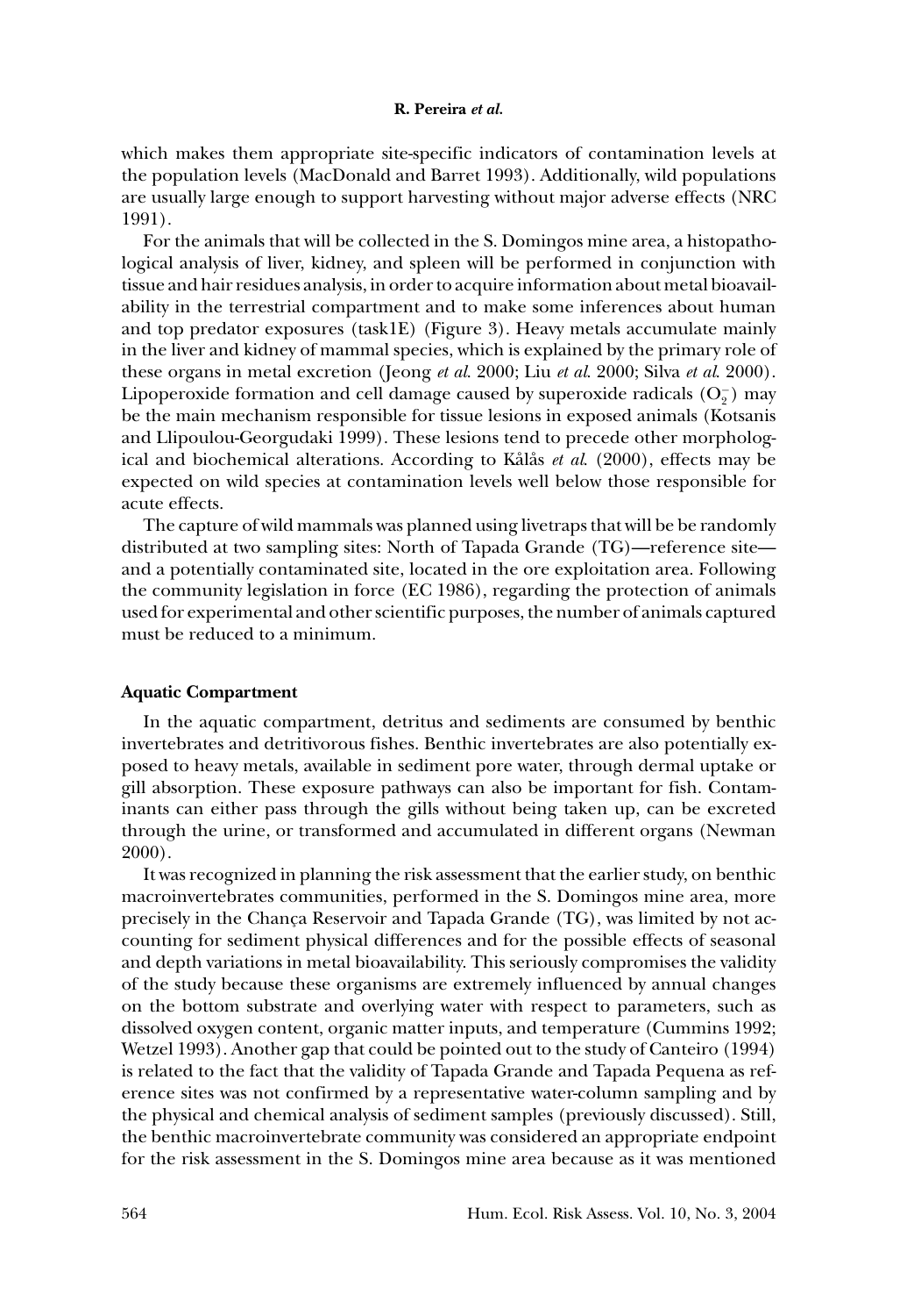which makes them appropriate site-specific indicators of contamination levels at the population levels (MacDonald and Barret 1993). Additionally, wild populations are usually large enough to support harvesting without major adverse effects (NRC 1991).

For the animals that will be collected in the S. Domingos mine area, a histopathological analysis of liver, kidney, and spleen will be performed in conjunction with tissue and hair residues analysis, in order to acquire information about metal bioavailability in the terrestrial compartment and to make some inferences about human and top predator exposures (task1E) (Figure 3). Heavy metals accumulate mainly in the liver and kidney of mammal species, which is explained by the primary role of these organs in metal excretion (Jeong *et al.* 2000; Liu *et al.* 2000; Silva *et al.* 2000). Lipoperoxide formation and cell damage caused by superoxide radicals ($O_2^-$) may be the main mechanism responsible for tissue lesions in exposed animals (Kotsanis and Llipoulou-Georgudaki 1999). These lesions tend to precede other morphological and biochemical alterations. According to Kålås *et al.* (2000), effects may be expected on wild species at contamination levels well below those responsible for acute effects.

The capture of wild mammals was planned using livetraps that will be be randomly distributed at two sampling sites: North of Tapada Grande (TG)—reference site—and a potentially contaminated site, located in the ore exploitation area. Following the community legislation in force (EC 1986), regarding the protection of animals used for experimental and other scientific purposes, the number of animals captured must be reduced to a minimum.

### Aquatic Compartment

In the aquatic compartment, detritus and sediments are consumed by benthic invertebrates and detritivorous fishes. Benthic invertebrates are also potentially exposed to heavy metals, available in sediment pore water, through dermal uptake or gill absorption. These exposure pathways can also be important for fish. Contaminants can either pass through the gills without being taken up, can be excreted through the urine, or transformed and accumulated in different organs (Newman 2000).

It was recognized in planning the risk assessment that the earlier study, on benthic macroinvertebrates communities, performed in the S. Domingos mine area, more precisely in the Chança Reservoir and Tapada Grande (TG), was limited by not accounting for sediment physical differences and for the possible effects of seasonal and depth variations in metal bioavailability. This seriously compromises the validity of the study because these organisms are extremely influenced by annual changes on the bottom substrate and overlying water with respect to parameters, such as dissolved oxygen content, organic matter inputs, and temperature (Cummins 1992; Wetzel 1993). Another gap that could be pointed out to the study of Canteiro (1994) is related to the fact that the validity of Tapada Grande and Tapada Pequena as reference sites was not confirmed by a representative water-column sampling and by the physical and chemical analysis of sediment samples (previously discussed). Still, the benthic macroinvertebrate community was considered an appropriate endpoint for the risk assessment in the S. Domingos mine area because as it was mentioned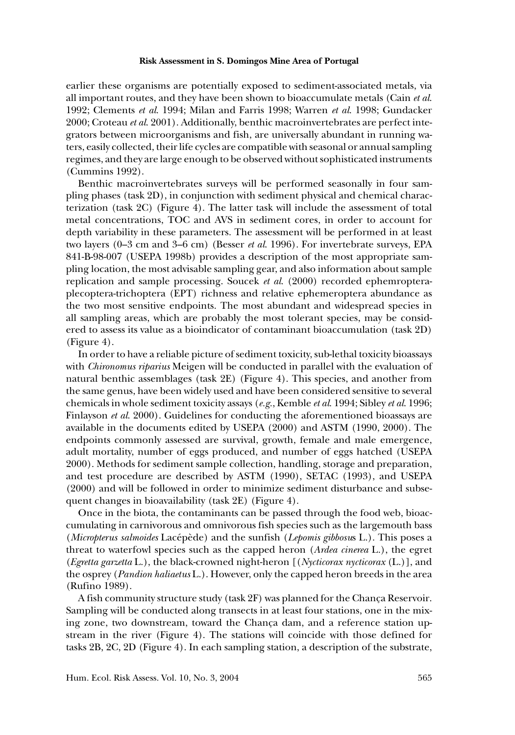earlier these organisms are potentially exposed to sediment-associated metals, via all important routes, and they have been shown to bioaccumulate metals (Cain *et al.* 1992; Clements *et al.* 1994; Milan and Farris 1998; Warren *et al.* 1998; Gundacker 2000; Croteau *et al.* 2001). Additionally, benthic macroinvertebrates are perfect integrators between microorganisms and fish, are universally abundant in running waters, easily collected, their life cycles are compatible with seasonal or annual sampling regimes, and they are large enough to be observed without sophisticated instruments (Cummins 1992).

Benthic macroinvertebrates surveys will be performed seasonally in four sampling phases (task 2D), in conjunction with sediment physical and chemical characterization (task 2C) (Figure 4). The latter task will include the assessment of total metal concentrations, TOC and AVS in sediment cores, in order to account for depth variability in these parameters. The assessment will be performed in at least two layers (0–3 cm and 3–6 cm) (Besser *et al.* 1996). For invertebrate surveys, EPA 841-B-98-007 (USEPA 1998b) provides a description of the most appropriate sampling location, the most advisable sampling gear, and also information about sample replication and sample processing. Soucek *et al.* (2000) recorded ephemroptera-plecoptera-trichoptera (EPT) richness and relative ephemeroptera abundance as the two most sensitive endpoints. The most abundant and widespread species in all sampling areas, which are probably the most tolerant species, may be considered to assess its value as a bioindicator of contaminant bioaccumulation (task 2D) (Figure 4).

In order to have a reliable picture of sediment toxicity, sub-lethal toxicity bioassays with *Chironomus riparius* Meigen will be conducted in parallel with the evaluation of natural benthic assemblages (task 2E) (Figure 4). This species, and another from the same genus, have been widely used and have been considered sensitive to several chemicals in whole sediment toxicity assays (*e.g.*, Kemble *et al.* 1994; Sibley *et al.* 1996; Finlayson *et al.* 2000). Guidelines for conducting the aforementioned bioassays are available in the documents edited by USEPA (2000) and ASTM (1990, 2000). The endpoints commonly assessed are survival, growth, female and male emergence, adult mortality, number of eggs produced, and number of eggs hatched (USEPA 2000). Methods for sediment sample collection, handling, storage and preparation, and test procedure are described by ASTM (1990), SETAC (1993), and USEPA (2000) and will be followed in order to minimize sediment disturbance and subsequent changes in bioavailability (task 2E) (Figure 4).

Once in the biota, the contaminants can be passed through the food web, bioaccumulating in carnivorous and omnivorous fish species such as the largemouth bass (*Micropterus salmoides* Lacépède) and the sunfish (*Lepomis gibbosus* L.). This poses a threat to waterfowl species such as the capped heron (*Ardea cinerea* L.), the egret (*Egretta garzetta* L.), the black-crowned night-heron [(*Nycticorax nycticorax* (L.)], and the osprey (*Pandion haliaetus* L.). However, only the capped heron breeds in the area (Rufino 1989).

A fish community structure study (task 2F) was planned for the Chança Reservoir. Sampling will be conducted along transects in at least four stations, one in the mixing zone, two downstream, toward the Chança dam, and a reference station upstream in the river (Figure 4). The stations will coincide with those defined for tasks 2B, 2C, 2D (Figure 4). In each sampling station, a description of the substrate,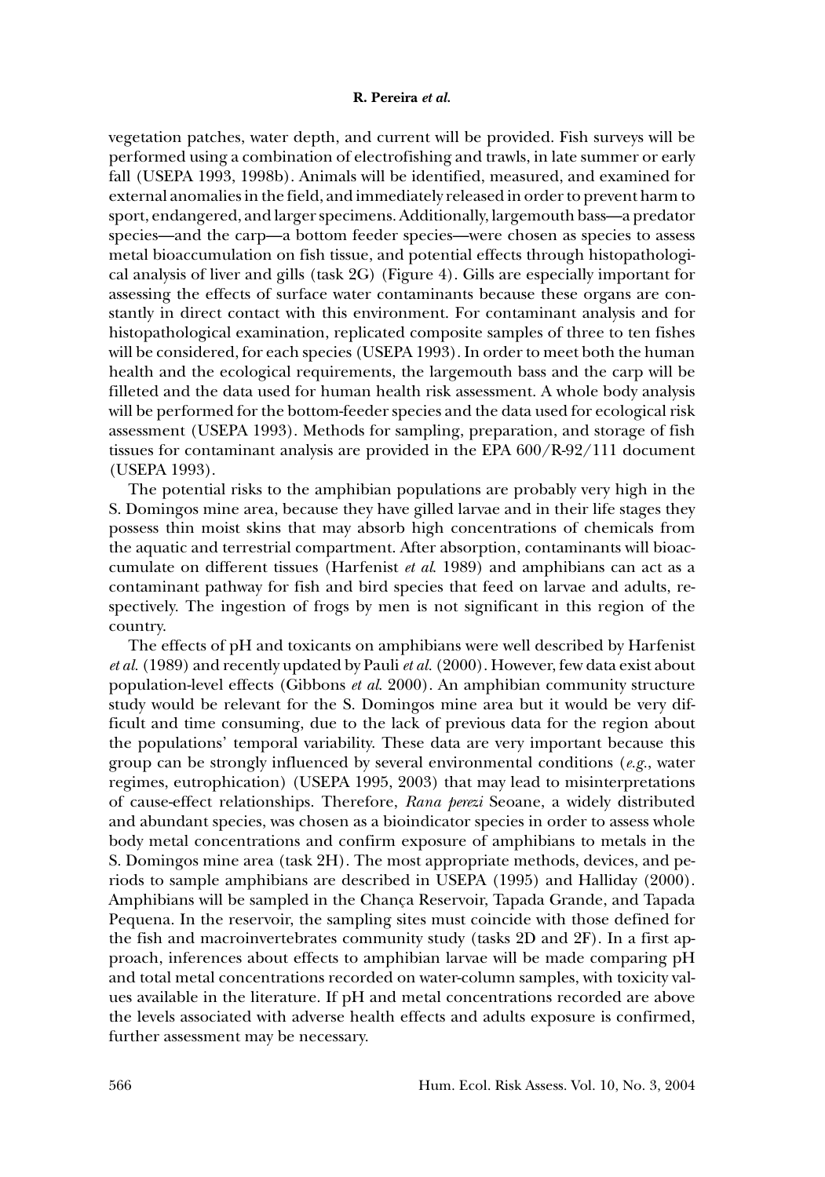vegetation patches, water depth, and current will be provided. Fish surveys will be performed using a combination of electrofishing and trawls, in late summer or early fall (USEPA 1993, 1998b). Animals will be identified, measured, and examined for external anomalies in the field, and immediately released in order to prevent harm to sport, endangered, and larger specimens. Additionally, largemouth bass—a predator species—and the carp—a bottom feeder species—were chosen as species to assess metal bioaccumulation on fish tissue, and potential effects through histopathological analysis of liver and gills (task 2G) (Figure 4). Gills are especially important for assessing the effects of surface water contaminants because these organs are constantly in direct contact with this environment. For contaminant analysis and for histopathological examination, replicated composite samples of three to ten fishes will be considered, for each species (USEPA 1993). In order to meet both the human health and the ecological requirements, the largemouth bass and the carp will be filleted and the data used for human health risk assessment. A whole body analysis will be performed for the bottom-feeder species and the data used for ecological risk assessment (USEPA 1993). Methods for sampling, preparation, and storage of fish tissues for contaminant analysis are provided in the EPA 600/R-92/111 document (USEPA 1993).

The potential risks to the amphibian populations are probably very high in the S. Domingos mine area, because they have gilled larvae and in their life stages they possess thin moist skins that may absorb high concentrations of chemicals from the aquatic and terrestrial compartment. After absorption, contaminants will bioaccumulate on different tissues (Harfenist *et al.* 1989) and amphibians can act as a contaminant pathway for fish and bird species that feed on larvae and adults, respectively. The ingestion of frogs by men is not significant in this region of the country.

The effects of pH and toxicants on amphibians were well described by Harfenist *et al.* (1989) and recently updated by Pauli *et al.* (2000). However, few data exist about population-level effects (Gibbons *et al.* 2000). An amphibian community structure study would be relevant for the S. Domingos mine area but it would be very difficult and time consuming, due to the lack of previous data for the region about the populations' temporal variability. These data are very important because this group can be strongly influenced by several environmental conditions (*e.g.*, water regimes, eutrophication) (USEPA 1995, 2003) that may lead to misinterpretations of cause-effect relationships. Therefore, *Rana perezi* Seoane, a widely distributed and abundant species, was chosen as a bioindicator species in order to assess whole body metal concentrations and confirm exposure of amphibians to metals in the S. Domingos mine area (task 2H). The most appropriate methods, devices, and periods to sample amphibians are described in USEPA (1995) and Halliday (2000). Amphibians will be sampled in the Chança Reservoir, Tapada Grande, and Tapada Pequena. In the reservoir, the sampling sites must coincide with those defined for the fish and macroinvertebrates community study (tasks 2D and 2F). In a first approach, inferences about effects to amphibian larvae will be made comparing pH and total metal concentrations recorded on water-column samples, with toxicity values available in the literature. If pH and metal concentrations recorded are above the levels associated with adverse health effects and adults exposure is confirmed, further assessment may be necessary.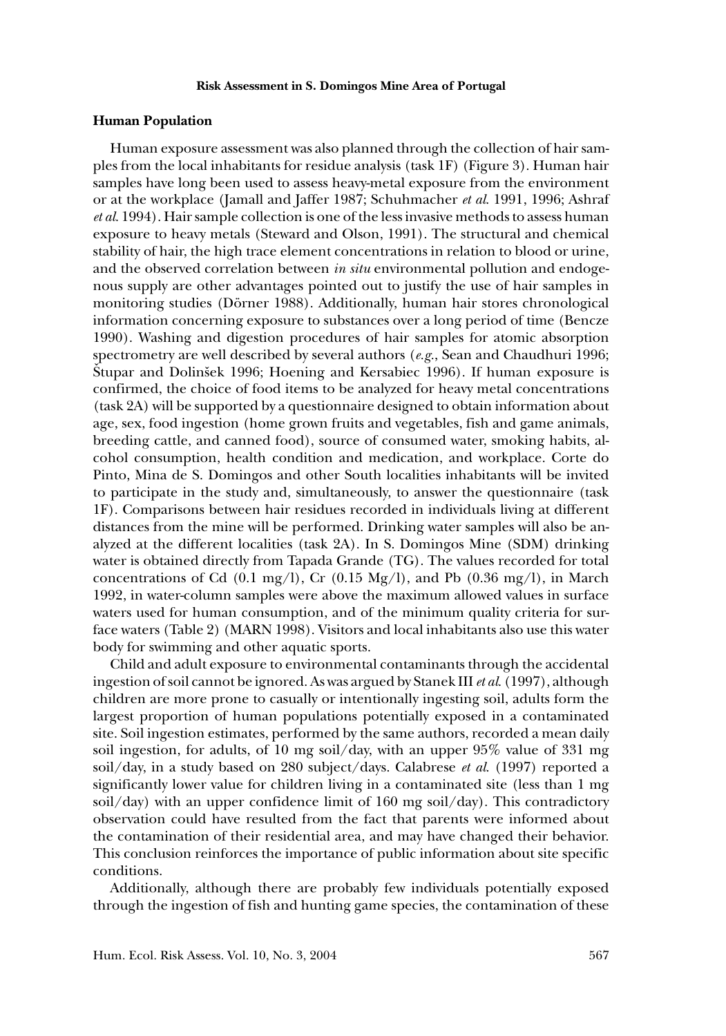## Human Population

Human exposure assessment was also planned through the collection of hair samples from the local inhabitants for residue analysis (task 1F) (Figure 3). Human hair samples have long been used to assess heavy-metal exposure from the environment or at the workplace (Jamall and Jaffer 1987; Schuhmacher *et al.* 1991, 1996; Ashraf *et al.* 1994). Hair sample collection is one of the less invasive methods to assess human exposure to heavy metals (Steward and Olson, 1991). The structural and chemical stability of hair, the high trace element concentrations in relation to blood or urine, and the observed correlation between *in situ* environmental pollution and endogenous supply are other advantages pointed out to justify the use of hair samples in monitoring studies (Dörner 1988). Additionally, human hair stores chronological information concerning exposure to substances over a long period of time (Bencze 1990). Washing and digestion procedures of hair samples for atomic absorption spectrometry are well described by several authors (*e.g.*, Sean and Chaudhuri 1996; Štupar and Dolinšek 1996; Hoening and Kersabiec 1996). If human exposure is confirmed, the choice of food items to be analyzed for heavy metal concentrations (task 2A) will be supported by a questionnaire designed to obtain information about age, sex, food ingestion (home grown fruits and vegetables, fish and game animals, breeding cattle, and canned food), source of consumed water, smoking habits, alcohol consumption, health condition and medication, and workplace. Corte do Pinto, Mina de S. Domingos and other South localities inhabitants will be invited to participate in the study and, simultaneously, to answer the questionnaire (task 1F). Comparisons between hair residues recorded in individuals living at different distances from the mine will be performed. Drinking water samples will also be analyzed at the different localities (task 2A). In S. Domingos Mine (SDM) drinking water is obtained directly from Tapada Grande (TG). The values recorded for total concentrations of Cd (0.1 mg/l), Cr (0.15 Mg/l), and Pb (0.36 mg/l), in March 1992, in water-column samples were above the maximum allowed values in surface waters used for human consumption, and of the minimum quality criteria for surface waters (Table 2) (MARN 1998). Visitors and local inhabitants also use this water body for swimming and other aquatic sports.

Child and adult exposure to environmental contaminants through the accidental ingestion of soil cannot be ignored. As was argued by Stanek III *et al.* (1997), although children are more prone to casually or intentionally ingesting soil, adults form the largest proportion of human populations potentially exposed in a contaminated site. Soil ingestion estimates, performed by the same authors, recorded a mean daily soil ingestion, for adults, of 10 mg soil/day, with an upper 95% value of 331 mg soil/day, in a study based on 280 subject/days. Calabrese *et al.* (1997) reported a significantly lower value for children living in a contaminated site (less than 1 mg soil/day) with an upper confidence limit of 160 mg soil/day). This contradictory observation could have resulted from the fact that parents were informed about the contamination of their residential area, and may have changed their behavior. This conclusion reinforces the importance of public information about site specific conditions.

Additionally, although there are probably few individuals potentially exposed through the ingestion of fish and hunting game species, the contamination of these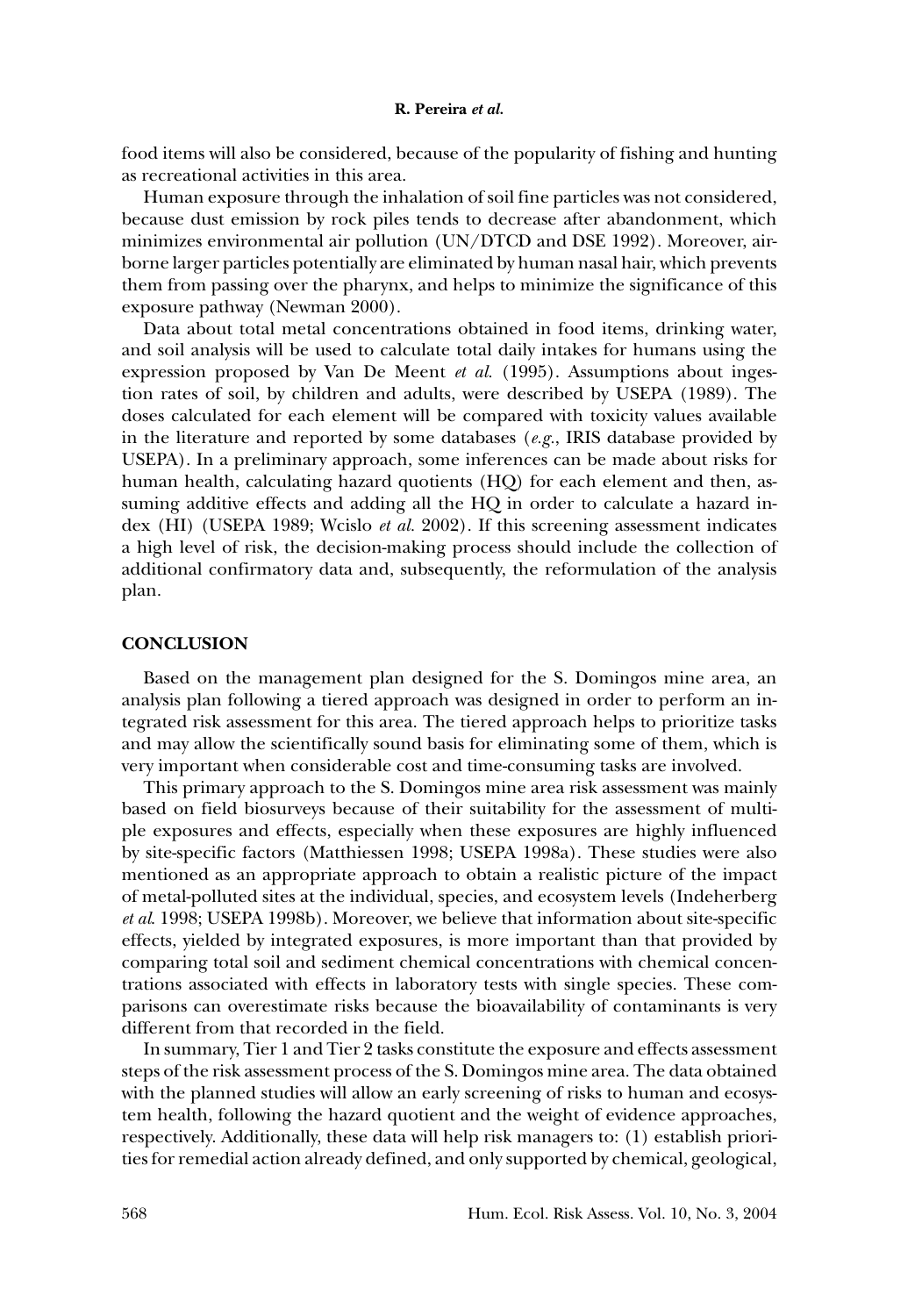food items will also be considered, because of the popularity of fishing and hunting as recreational activities in this area.

Human exposure through the inhalation of soil fine particles was not considered, because dust emission by rock piles tends to decrease after abandonment, which minimizes environmental air pollution (UN/DTCD and DSE 1992). Moreover, airborne larger particles potentially are eliminated by human nasal hair, which prevents them from passing over the pharynx, and helps to minimize the significance of this exposure pathway (Newman 2000).

Data about total metal concentrations obtained in food items, drinking water, and soil analysis will be used to calculate total daily intakes for humans using the expression proposed by Van De Meent *et al.* (1995). Assumptions about ingestion rates of soil, by children and adults, were described by USEPA (1989). The doses calculated for each element will be compared with toxicity values available in the literature and reported by some databases (*e.g.*, IRIS database provided by USEPA). In a preliminary approach, some inferences can be made about risks for human health, calculating hazard quotients (HQ) for each element and then, assuming additive effects and adding all the HQ in order to calculate a hazard index (HI) (USEPA 1989; Wcislo *et al.* 2002). If this screening assessment indicates a high level of risk, the decision-making process should include the collection of additional confirmatory data and, subsequently, the reformulation of the analysis plan.

## CONCLUSION

Based on the management plan designed for the S. Domingos mine area, an analysis plan following a tiered approach was designed in order to perform an integrated risk assessment for this area. The tiered approach helps to prioritize tasks and may allow the scientifically sound basis for eliminating some of them, which is very important when considerable cost and time-consuming tasks are involved.

This primary approach to the S. Domingos mine area risk assessment was mainly based on field biosurveys because of their suitability for the assessment of multiple exposures and effects, especially when these exposures are highly influenced by site-specific factors (Matthiessen 1998; USEPA 1998a). These studies were also mentioned as an appropriate approach to obtain a realistic picture of the impact of metal-polluted sites at the individual, species, and ecosystem levels (Indeherberg *et al.* 1998; USEPA 1998b). Moreover, we believe that information about site-specific effects, yielded by integrated exposures, is more important than that provided by comparing total soil and sediment chemical concentrations with chemical concentrations associated with effects in laboratory tests with single species. These comparisons can overestimate risks because the bioavailability of contaminants is very different from that recorded in the field.

In summary, Tier 1 and Tier 2 tasks constitute the exposure and effects assessment steps of the risk assessment process of the S. Domingos mine area. The data obtained with the planned studies will allow an early screening of risks to human and ecosystem health, following the hazard quotient and the weight of evidence approaches, respectively. Additionally, these data will help risk managers to: (1) establish priorities for remedial action already defined, and only supported by chemical, geological,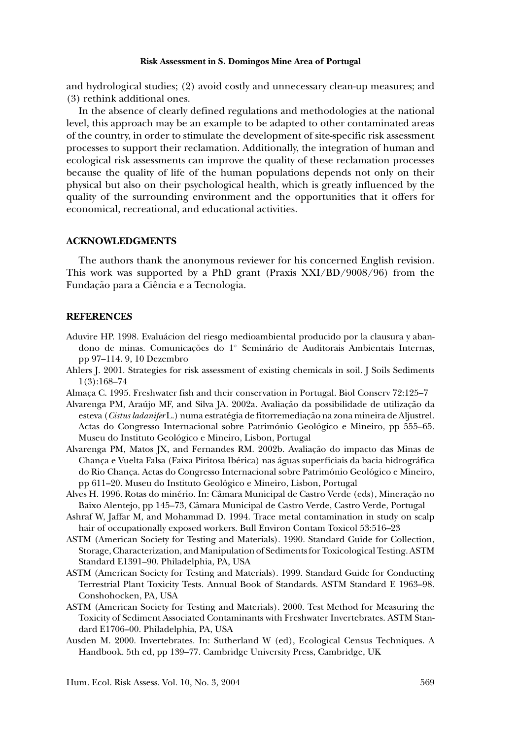and hydrological studies; (2) avoid costly and unnecessary clean-up measures; and (3) rethink additional ones.

In the absence of clearly defined regulations and methodologies at the national level, this approach may be an example to be adapted to other contaminated areas of the country, in order to stimulate the development of site-specific risk assessment processes to support their reclamation. Additionally, the integration of human and ecological risk assessments can improve the quality of these reclamation processes because the quality of life of the human populations depends not only on their physical but also on their psychological health, which is greatly influenced by the quality of the surrounding environment and the opportunities that it offers for economical, recreational, and educational activities.

## ACKNOWLEDGMENTS

The authors thank the anonymous reviewer for his concerned English revision. This work was supported by a PhD grant (Praxis XXI/BD/9008/96) from the Fundação para a Ciência e a Tecnologia.

## REFERENCES

Aduvire HP. 1998. Evaluácion del riesgo medioambiental producido por la clausura y abandono de minas. Comunicações do 1° Seminário de Auditorais Ambientais Internas, pp 97–114. 9, 10 Dezembro

Ahlers J. 2001. Strategies for risk assessment of existing chemicals in soil. J Soils Sediments 1(3):168–74

Almaça C. 1995. Freshwater fish and their conservation in Portugal. Biol Conserv 72:125–7

Alvarenga PM, Araújo MF, and Silva JA. 2002a. Avaliação da possibilidade de utilização da esteva (*Cistus ladanifer* L.) numa estratégia de fitorremediação na zona mineira de Aljustrel. Actas do Congresso Internacional sobre Património Geológico e Mineiro, pp 555–65. Museu do Instituto Geológico e Mineiro, Lisbon, Portugal

Alvarenga PM, Matos JX, and Fernandes RM. 2002b. Avaliação do impacto das Minas de Chança e Vuelta Falsa (Faixa Piritosa Ibérica) nas águas superficiais da bacia hidrográfica do Rio Chança. Actas do Congresso Internacional sobre Património Geológico e Mineiro, pp 611–20. Museu do Instituto Geológico e Mineiro, Lisbon, Portugal

Alves H. 1996. Rotas do minério. In: Câmara Municipal de Castro Verde (eds), Mineração no Baixo Alentejo, pp 145–73, Câmara Municipal de Castro Verde, Castro Verde, Portugal

Ashraf W, Jaffar M, and Mohammad D. 1994. Trace metal contamination in study on scalp hair of occupationally exposed workers. Bull Environ Contam Toxicol 53:516–23

ASTM (American Society for Testing and Materials). 1990. Standard Guide for Collection, Storage, Characterization, and Manipulation of Sediments for Toxicological Testing. ASTM Standard E1391–90. Philadelphia, PA, USA

ASTM (American Society for Testing and Materials). 1999. Standard Guide for Conducting Terrestrial Plant Toxicity Tests. Annual Book of Standards. ASTM Standard E 1963–98. Conshohocken, PA, USA

ASTM (American Society for Testing and Materials). 2000. Test Method for Measuring the Toxicity of Sediment Associated Contaminants with Freshwater Invertebrates. ASTM Standard E1706–00. Philadelphia, PA, USA

Ausden M. 2000. Invertebrates. In: Sutherland W (ed), Ecological Census Techniques. A Handbook. 5th ed, pp 139–77. Cambridge University Press, Cambridge, UK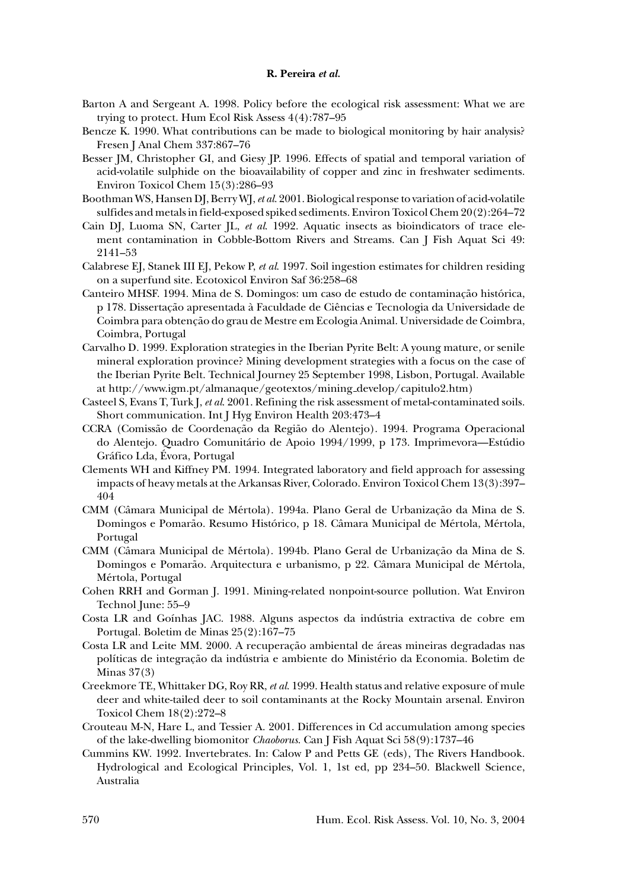Barton A and Sergeant A. 1998. Policy before the ecological risk assessment: What we are trying to protect. Hum Ecol Risk Assess 4(4):787–95

Bencze K. 1990. What contributions can be made to biological monitoring by hair analysis? Fresen J Anal Chem 337:867–76

Besser JM, Christopher GI, and Giesy JP. 1996. Effects of spatial and temporal variation of acid-volatile sulphide on the bioavailability of copper and zinc in freshwater sediments. Environ Toxicol Chem 15(3):286–93

Boothman WS, Hansen DJ, Berry WJ, *et al*. 2001. Biological response to variation of acid-volatile sulfides and metals in field-exposed spiked sediments. Environ Toxicol Chem 20(2):264–72

Cain DJ, Luoma SN, Carter JL, *et al*. 1992. Aquatic insects as bioindicators of trace element contamination in Cobble-Bottom Rivers and Streams. Can J Fish Aquat Sci 49: 2141–53

Calabrese EJ, Stanek III EJ, Pekow P, *et al*. 1997. Soil ingestion estimates for children residing on a superfund site. Ecotoxicol Environ Saf 36:258–68

Canteiro MHSF. 1994. Mina de S. Domingos: um caso de estudo de contaminação histórica, p 178. Dissertação apresentada à Faculdade de Ciências e Tecnologia da Universidade de Coimbra para obtenção do grau de Mestre em Ecologia Animal. Universidade de Coimbra, Coimbra, Portugal

Carvalho D. 1999. Exploration strategies in the Iberian Pyrite Belt: A young mature, or senile mineral exploration province? Mining development strategies with a focus on the case of the Iberian Pyrite Belt. Technical Journey 25 September 1998, Lisbon, Portugal. Available at http://www.igm.pt/almanaque/geotextos/mining_develop/capitulo2.htm)

Casteel S, Evans T, Turk J, *et al*. 2001. Refining the risk assessment of metal-contaminated soils. Short communication. Int J Hyg Environ Health 203:473–4

CCRA (Comissão de Coordenação da Região do Alentejo). 1994. Programa Operacional do Alentejo. Quadro Comunitário de Apoio 1994/1999, p 173. Imprimevora—Estúdio Gráfico Lda, Évora, Portugal

Clements WH and Kiffney PM. 1994. Integrated laboratory and field approach for assessing impacts of heavy metals at the Arkansas River, Colorado. Environ Toxicol Chem 13(3):397–404

CMM (Câmara Municipal de Mértola). 1994a. Plano Geral de Urbanização da Mina de S. Domingos e Pomarão. Resumo Histórico, p 18. Câmara Municipal de Mértola, Mértola, Portugal

CMM (Câmara Municipal de Mértola). 1994b. Plano Geral de Urbanização da Mina de S. Domingos e Pomarão. Arquitectura e urbanismo, p 22. Câmara Municipal de Mértola, Mértola, Portugal

Cohen RRH and Gorman J. 1991. Mining-related nonpoint-source pollution. Wat Environ Technol June: 55–9

Costa LR and Goínhas JAC. 1988. Alguns aspectos da indústria extractiva de cobre em Portugal. Boletim de Minas 25(2):167–75

Costa LR and Leite MM. 2000. A recuperação ambiental de áreas mineiras degradadas nas políticas de integração da indústria e ambiente do Ministério da Economia. Boletim de Minas 37(3)

Creekmore TE, Whittaker DG, Roy RR, *et al*. 1999. Health status and relative exposure of mule deer and white-tailed deer to soil contaminants at the Rocky Mountain arsenal. Environ Toxicol Chem 18(2):272–8

Crouteau M-N, Hare L, and Tessier A. 2001. Differences in Cd accumulation among species of the lake-dwelling biomonitor *Chaoborus*. Can J Fish Aquat Sci 58(9):1737–46

Cummins KW. 1992. Invertebrates. In: Calow P and Petts GE (eds), The Rivers Handbook. Hydrological and Ecological Principles, Vol. 1, 1st ed, pp 234–50. Blackwell Science, Australia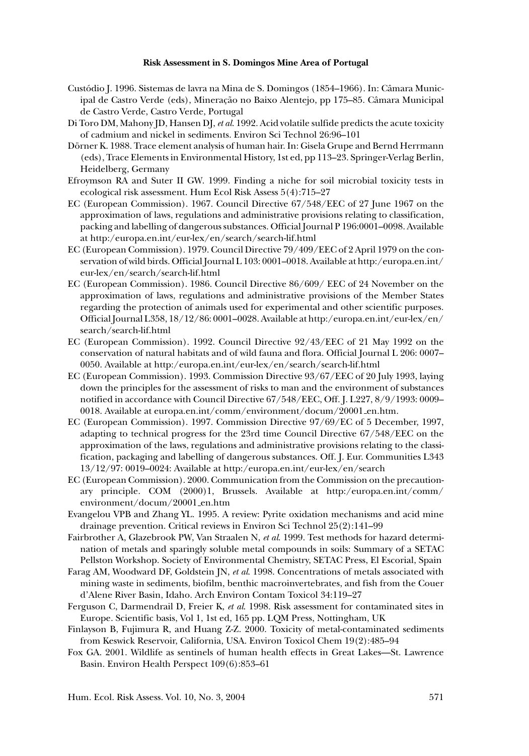Custódio J. 1996. Sistemas de lavra na Mina de S. Domingos (1854–1966). In: Câmara Municipal de Castro Verde (eds), Mineração no Baixo Alentejo, pp 175–85. Câmara Municipal de Castro Verde, Castro Verde, Portugal

Di Toro DM, Mahony JD, Hansen DJ, *et al.* 1992. Acid volatile sulfide predicts the acute toxicity of cadmium and nickel in sediments. Environ Sci Technol 26:96–101

Dörner K. 1988. Trace element analysis of human hair. In: Gisela Grupe and Bernd Herrmann (eds), Trace Elements in Environmental History, 1st ed, pp 113–23. Springer-Verlag Berlin, Heidelberg, Germany

Efroymson RA and Suter II GW. 1999. Finding a niche for soil microbial toxicity tests in ecological risk assessment. Hum Ecol Risk Assess 5(4):715–27

EC (European Commission). 1967. Council Directive 67/548/EEC of 27 June 1967 on the approximation of laws, regulations and administrative provisions relating to classification, packing and labelling of dangerous substances. Official Journal P 196:0001–0098. Available at http:/europa.en.int/eur-lex/en/search/search-lif.html

EC (European Commission). 1979. Council Directive 79/409/EEC of 2 April 1979 on the conservation of wild birds. Official Journal L 103: 0001–0018. Available at http:/europa.en.int/eur-lex/en/search/search-lif.html

EC (European Commission). 1986. Council Directive 86/609/ EEC of 24 November on the approximation of laws, regulations and administrative provisions of the Member States regarding the protection of animals used for experimental and other scientific purposes. Official Journal L358, 18/12/86: 0001–0028. Available at http:/europa.en.int/eur-lex/en/search/search-lif.html

EC (European Commission). 1992. Council Directive 92/43/EEC of 21 May 1992 on the conservation of natural habitats and of wild fauna and flora. Official Journal L 206: 0007–0050. Available at http:/europa.en.int/eur-lex/en/search/search-lif.html

EC (European Commission). 1993. Commission Directive 93/67/EEC of 20 July 1993, laying down the principles for the assessment of risks to man and the environment of substances notified in accordance with Council Directive 67/548/EEC, Off. J. L227, 8/9/1993: 0009–0018. Available at europa.en.int/comm/environment/docum/20001_en.htm.

EC (European Commission). 1997. Commission Directive 97/69/EC of 5 December, 1997, adapting to technical progress for the 23rd time Council Directive 67/548/EEC on the approximation of the laws, regulations and administrative provisions relating to the classification, packaging and labelling of dangerous substances. Off. J. Eur. Communities L343 13/12/97: 0019–0024: Available at http:/europa.en.int/eur-lex/en/search

EC (European Commission). 2000. Communication from the Commission on the precautionary principle. COM (2000)1, Brussels. Available at http:/europa.en.int/comm/environment/docum/20001_en.htm

Evangelou VPB and Zhang YL. 1995. A review: Pyrite oxidation mechanisms and acid mine drainage prevention. Critical reviews in Environ Sci Technol 25(2):141–99

Fairbrother A, Glazebrook PW, Van Straalen N, *et al.* 1999. Test methods for hazard determination of metals and sparingly soluble metal compounds in soils: Summary of a SETAC Pellston Workshop. Society of Environmental Chemistry, SETAC Press, El Escorial, Spain

Farag AM, Woodward DF, Goldstein JN, *et al.* 1998. Concentrations of metals associated with mining waste in sediments, biofilm, benthic macroinvertebrates, and fish from the Couer d'Alene River Basin, Idaho. Arch Environ Contam Toxicol 34:119–27

Ferguson C, Darmendrail D, Freier K, *et al.* 1998. Risk assessment for contaminated sites in Europe. Scientific basis, Vol 1, 1st ed, 165 pp. LQM Press, Nottingham, UK

Finlayson B, Fujimura R, and Huang Z-Z. 2000. Toxicity of metal-contaminated sediments from Keswick Reservoir, California, USA. Environ Toxicol Chem 19(2):485–94

Fox GA. 2001. Wildlife as sentinels of human health effects in Great Lakes—St. Lawrence Basin. Environ Health Perspect 109(6):853–61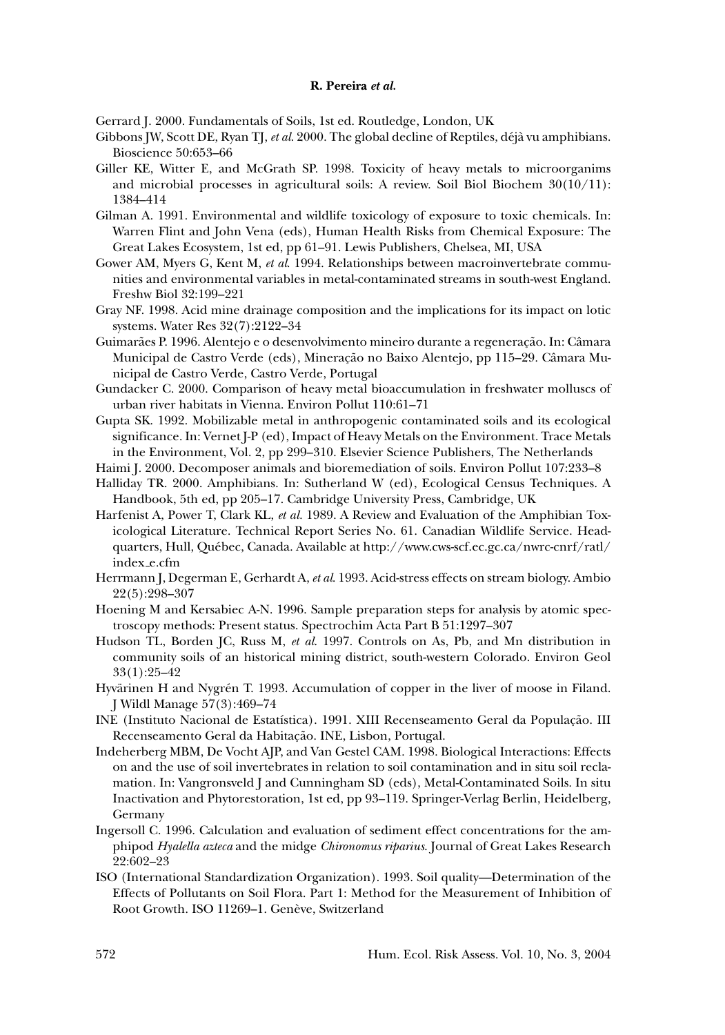Gerrard J. 2000. Fundamentals of Soils, 1st ed. Routledge, London, UK

Gibbons JW, Scott DE, Ryan TJ, *et al*. 2000. The global decline of Reptiles, déjà vu amphibians. Bioscience 50:653–66

Giller KE, Witter E, and McGrath SP. 1998. Toxicity of heavy metals to microorganims and microbial processes in agricultural soils: A review. Soil Biol Biochem 30(10/11): 1384–414

Gilman A. 1991. Environmental and wildlife toxicology of exposure to toxic chemicals. In: Warren Flint and John Vena (eds), Human Health Risks from Chemical Exposure: The Great Lakes Ecosystem, 1st ed, pp 61–91. Lewis Publishers, Chelsea, MI, USA

Gower AM, Myers G, Kent M, *et al*. 1994. Relationships between macroinvertebrate communities and environmental variables in metal-contaminated streams in south-west England. Freshw Biol 32:199–221

Gray NF. 1998. Acid mine drainage composition and the implications for its impact on lotic systems. Water Res 32(7):2122–34

Guimarães P. 1996. Alentejo e o desenvolvimento mineiro durante a regeneração. In: Câmara Municipal de Castro Verde (eds), Mineração no Baixo Alentejo, pp 115–29. Câmara Municipal de Castro Verde, Castro Verde, Portugal

Gundacker C. 2000. Comparison of heavy metal bioaccumulation in freshwater molluscs of urban river habitats in Vienna. Environ Pollut 110:61–71

Gupta SK. 1992. Mobilizable metal in anthropogenic contaminated soils and its ecological significance. In: Vernet J-P (ed), Impact of Heavy Metals on the Environment. Trace Metals in the Environment, Vol. 2, pp 299–310. Elsevier Science Publishers, The Netherlands

Haimi J. 2000. Decomposer animals and bioremediation of soils. Environ Pollut 107:233–8

Halliday TR. 2000. Amphibians. In: Sutherland W (ed), Ecological Census Techniques. A Handbook, 5th ed, pp 205–17. Cambridge University Press, Cambridge, UK

Harfenist A, Power T, Clark KL, *et al*. 1989. A Review and Evaluation of the Amphibian Toxicological Literature. Technical Report Series No. 61. Canadian Wildlife Service. Headquarters, Hull, Québec, Canada. Available at http://www.cws-scf.ec.gc.ca/nwrc-cnrf/ratl/index_e.cfm

Herrmann J, Degerman E, Gerhardt A, *et al*. 1993. Acid-stress effects on stream biology. Ambio 22(5):298–307

Hoening M and Kersabiec A-N. 1996. Sample preparation steps for analysis by atomic spectroscopy methods: Present status. Spectrochim Acta Part B 51:1297–307

Hudson TL, Borden JC, Russ M, *et al*. 1997. Controls on As, Pb, and Mn distribution in community soils of an historical mining district, south-western Colorado. Environ Geol 33(1):25–42

Hyvärinen H and Nygrén T. 1993. Accumulation of copper in the liver of moose in Filand. J Wildl Manage 57(3):469–74

INE (Instituto Nacional de Estatística). 1991. XIII Recenseamento Geral da População. III Recenseamento Geral da Habitação. INE, Lisbon, Portugal.

Indeherberg MBM, De Vocht AJP, and Van Gestel CAM. 1998. Biological Interactions: Effects on and the use of soil invertebrates in relation to soil contamination and in situ soil reclamation. In: Vangronsveld J and Cunningham SD (eds), Metal-Contaminated Soils. In situ Inactivation and Phytorestoration, 1st ed, pp 93–119. Springer-Verlag Berlin, Heidelberg, Germany

Ingersoll C. 1996. Calculation and evaluation of sediment effect concentrations for the amphipod *Hyalella azteca* and the midge *Chironomus riparius*. Journal of Great Lakes Research 22:602–23

ISO (International Standardization Organization). 1993. Soil quality—Determination of the Effects of Pollutants on Soil Flora. Part 1: Method for the Measurement of Inhibition of Root Growth. ISO 11269–1. Genève, Switzerland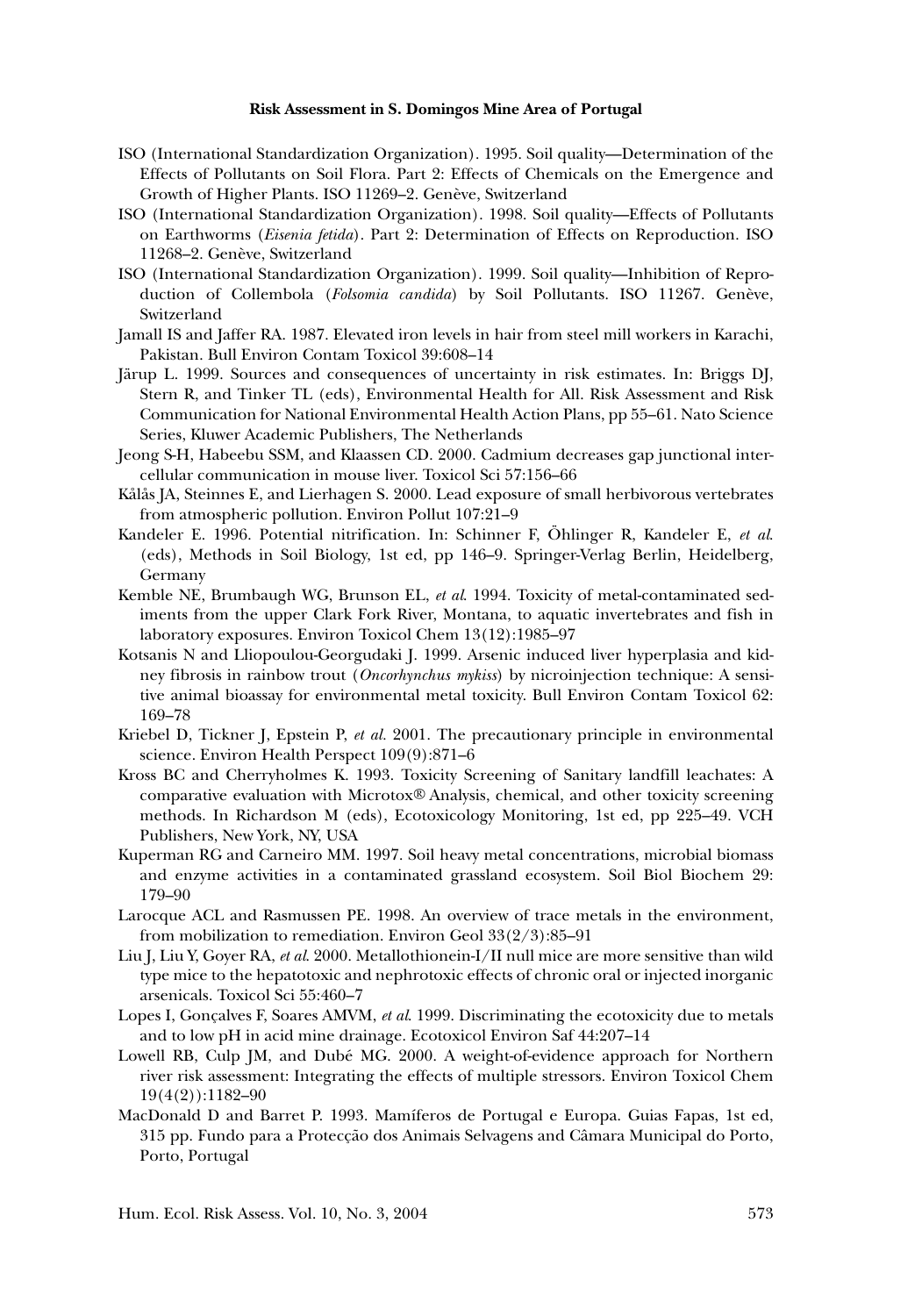ISO (International Standardization Organization). 1995. Soil quality—Determination of the Effects of Pollutants on Soil Flora. Part 2: Effects of Chemicals on the Emergence and Growth of Higher Plants. ISO 11269–2. Genève, Switzerland

ISO (International Standardization Organization). 1998. Soil quality—Effects of Pollutants on Earthworms (*Eisenia fetida*). Part 2: Determination of Effects on Reproduction. ISO 11268–2. Genève, Switzerland

ISO (International Standardization Organization). 1999. Soil quality—Inhibition of Reproduction of Collembola (*Folsomia candida*) by Soil Pollutants. ISO 11267. Genève, Switzerland

Jamall IS and Jaffer RA. 1987. Elevated iron levels in hair from steel mill workers in Karachi, Pakistan. Bull Environ Contam Toxicol 39:608–14

Järup L. 1999. Sources and consequences of uncertainty in risk estimates. In: Briggs DJ, Stern R, and Tinker TL (eds), Environmental Health for All. Risk Assessment and Risk Communication for National Environmental Health Action Plans, pp 55–61. Nato Science Series, Kluwer Academic Publishers, The Netherlands

Jeong S-H, Habeebu SSM, and Klaassen CD. 2000. Cadmium decreases gap junctional intercellular communication in mouse liver. Toxicol Sci 57:156–66

Kålås JA, Steinnes E, and Lierhagen S. 2000. Lead exposure of small herbivorous vertebrates from atmospheric pollution. Environ Pollut 107:21–9

Kandeler E. 1996. Potential nitrification. In: Schinner F, Öhlinger R, Kandeler E, *et al.* (eds), Methods in Soil Biology, 1st ed, pp 146–9. Springer-Verlag Berlin, Heidelberg, Germany

Kemble NE, Brumbaugh WG, Brunson EL, *et al.* 1994. Toxicity of metal-contaminated sediments from the upper Clark Fork River, Montana, to aquatic invertebrates and fish in laboratory exposures. Environ Toxicol Chem 13(12):1985–97

Kotsanis N and Lliopoulou-Georgudaki J. 1999. Arsenic induced liver hyperplasia and kidney fibrosis in rainbow trout (*Oncorhynchus mykiss*) by nicroinjection technique: A sensitive animal bioassay for environmental metal toxicity. Bull Environ Contam Toxicol 62: 169–78

Kriebel D, Tickner J, Epstein P, *et al.* 2001. The precautionary principle in environmental science. Environ Health Perspect 109(9):871–6

Kross BC and Cherryholmes K. 1993. Toxicity Screening of Sanitary landfill leachates: A comparative evaluation with Microtox® Analysis, chemical, and other toxicity screening methods. In Richardson M (eds), Ecotoxicology Monitoring, 1st ed, pp 225–49. VCH Publishers, New York, NY, USA

Kuperman RG and Carneiro MM. 1997. Soil heavy metal concentrations, microbial biomass and enzyme activities in a contaminated grassland ecosystem. Soil Biol Biochem 29: 179–90

Larocque ACL and Rasmussen PE. 1998. An overview of trace metals in the environment, from mobilization to remediation. Environ Geol 33(2/3):85–91

Liu J, Liu Y, Goyer RA, *et al.* 2000. Metallothionein-I/II null mice are more sensitive than wild type mice to the hepatotoxic and nephrotoxic effects of chronic oral or injected inorganic arsenicals. Toxicol Sci 55:460–7

Lopes I, Gonçalves F, Soares AMVM, *et al.* 1999. Discriminating the ecotoxicity due to metals and to low pH in acid mine drainage. Ecotoxicol Environ Saf 44:207–14

Lowell RB, Culp JM, and Dubé MG. 2000. A weight-of-evidence approach for Northern river risk assessment: Integrating the effects of multiple stressors. Environ Toxicol Chem 19(4(2)):1182–90

MacDonald D and Barret P. 1993. Mamíferos de Portugal e Europa. Guias Fapas, 1st ed, 315 pp. Fundo para a Protecção dos Animais Selvagens and Câmara Municipal do Porto, Porto, Portugal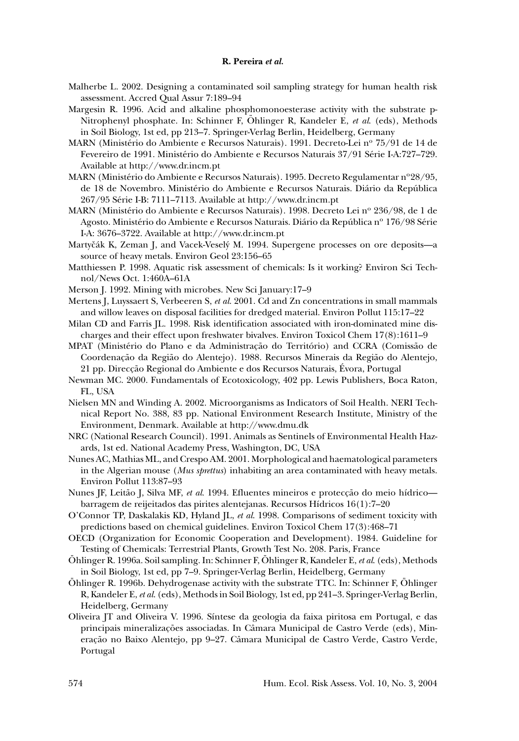Malherbe L. 2002. Designing a contaminated soil sampling strategy for human health risk assessment. Accred Qual Assur 7:189–94

Margesin R. 1996. Acid and alkaline phosphomonoesterase activity with the substrate p-Nitrophenyl phosphate. In: Schinner F, Öhlinger R, Kandeler E, *et al.* (eds), Methods in Soil Biology, 1st ed, pp 213–7. Springer-Verlag Berlin, Heidelberg, Germany

MARN (Ministério do Ambiente e Recursos Naturais). 1991. Decreto-Lei nº 75/91 de 14 de Fevereiro de 1991. Ministério do Ambiente e Recursos Naturais 37/91 Série I-A:727–729. Available at http://www.dr.incm.pt

MARN (Ministério do Ambiente e Recursos Naturais). 1995. Decreto Regulamentar nº28/95, de 18 de Novembro. Ministério do Ambiente e Recursos Naturais. Diário da República 267/95 Série I-B: 7111–7113. Available at http://www.dr.incm.pt

MARN (Ministério do Ambiente e Recursos Naturais). 1998. Decreto Lei nº 236/98, de 1 de Agosto. Ministério do Ambiente e Recursos Naturais. Diário da República nº 176/98 Série I-A: 3676–3722. Available at http://www.dr.incm.pt

Martyčák K, Zeman J, and Vacek-Veselý M. 1994. Supergene processes on ore deposits—a source of heavy metals. Environ Geol 23:156–65

Matthiessen P. 1998. Aquatic risk assessment of chemicals: Is it working? Environ Sci Technol/News Oct. 1:460A–61A

Merson J. 1992. Mining with microbes. New Sci January:17–9

Mertens J, Luyssaert S, Verbeeren S, *et al.* 2001. Cd and Zn concentrations in small mammals and willow leaves on disposal facilities for dredged material. Environ Pollut 115:17–22

Milan CD and Farris JL. 1998. Risk identification associated with iron-dominated mine discharges and their effect upon freshwater bivalves. Environ Toxicol Chem 17(8):1611–9

MPAT (Ministério do Plano e da Administração do Território) and CCRA (Comissão de Coordenação da Região do Alentejo). 1988. Recursos Minerais da Região do Alentejo, 21 pp. Direcção Regional do Ambiente e dos Recursos Naturais, Évora, Portugal

Newman MC. 2000. Fundamentals of Ecotoxicology, 402 pp. Lewis Publishers, Boca Raton, FL, USA

Nielsen MN and Winding A. 2002. Microorganisms as Indicators of Soil Health. NERI Technical Report No. 388, 83 pp. National Environment Research Institute, Ministry of the Environment, Denmark. Available at http://www.dmu.dk

NRC (National Research Council). 1991. Animals as Sentinels of Environmental Health Hazards, 1st ed. National Academy Press, Washington, DC, USA

Nunes AC, Mathias ML, and Crespo AM. 2001. Morphological and haematological parameters in the Algerian mouse (*Mus spretus*) inhabiting an area contaminated with heavy metals. Environ Pollut 113:87–93

Nunes JF, Leitão J, Silva MF, *et al.* 1994. Efluentes mineiros e protecção do meio hídrico—barragem de reijeitados das pirites alentejanas. Recursos Hídricos 16(1):7–20

O'Connor TP, Daskalakis KD, Hyland JL, *et al.* 1998. Comparisons of sediment toxicity with predictions based on chemical guidelines. Environ Toxicol Chem 17(3):468–71

OECD (Organization for Economic Cooperation and Development). 1984. Guideline for Testing of Chemicals: Terrestrial Plants, Growth Test No. 208. Paris, France

Öhlinger R. 1996a. Soil sampling. In: Schinner F, Öhlinger R, Kandeler E, *et al.* (eds), Methods in Soil Biology, 1st ed, pp 7–9. Springer-Verlag Berlin, Heidelberg, Germany

Öhlinger R. 1996b. Dehydrogenase activity with the substrate TTC. In: Schinner F, Öhlinger R, Kandeler E, *et al.* (eds), Methods in Soil Biology, 1st ed, pp 241–3. Springer-Verlag Berlin, Heidelberg, Germany

Oliveira JT and Oliveira V. 1996. Síntese da geologia da faixa piritosa em Portugal, e das principais mineralizações associadas. In Câmara Municipal de Castro Verde (eds), Mineração no Baixo Alentejo, pp 9–27. Câmara Municipal de Castro Verde, Castro Verde, Portugal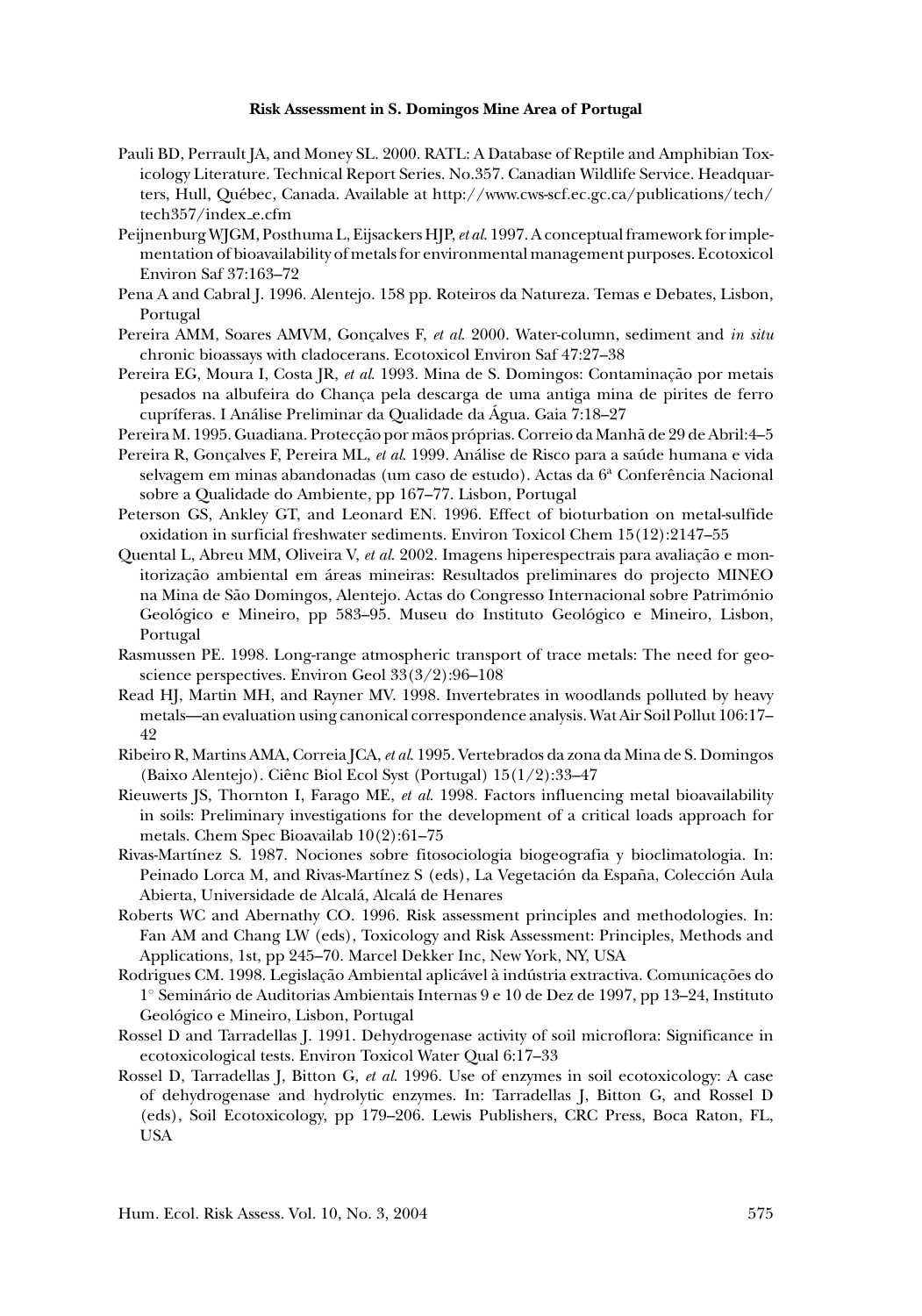Pauli BD, Perrault JA, and Money SL. 2000. RATL: A Database of Reptile and Amphibian Toxicology Literature. Technical Report Series. No.357. Canadian Wildlife Service. Headquarters, Hull, Québec, Canada. Available at http://www.cws-scf.ec.gc.ca/publications/tech/tech357/index_e.cfm

Peijnenburg WJGM, Posthuma L, Eijsackers HJP, *et al.* 1997. A conceptual framework for implementation of bioavailability of metals for environmental management purposes. Ecotoxicol Environ Saf 37:163–72

Pena A and Cabral J. 1996. Alentejo. 158 pp. Roteiros da Natureza. Temas e Debates, Lisbon, Portugal

Pereira AMM, Soares AMVM, Gonçalves F, *et al.* 2000. Water-column, sediment and *in situ* chronic bioassays with cladocerans. Ecotoxicol Environ Saf 47:27–38

Pereira EG, Moura I, Costa JR, *et al.* 1993. Mina de S. Domingos: Contaminação por metais pesados na albufeira do Chança pela descarga de uma antiga mina de pirites de ferro cupríferas. I Análise Preliminar da Qualidade da Água. Gaia 7:18–27

Pereira M. 1995. Guadiana. Protecção por mãos próprias. Correio da Manhã de 29 de Abril:4–5

Pereira R, Gonçalves F, Pereira ML, *et al.* 1999. Análise de Risco para a saúde humana e vida selvagem em minas abandonadas (um caso de estudo). Actas da 6ª Conferência Nacional sobre a Qualidade do Ambiente, pp 167–77. Lisbon, Portugal

Peterson GS, Ankley GT, and Leonard EN. 1996. Effect of bioturbation on metal-sulfide oxidation in surficial freshwater sediments. Environ Toxicol Chem 15(12):2147–55

Quental L, Abreu MM, Oliveira V, *et al.* 2002. Imagens hiperespectrais para avaliação e monitorização ambiental em áreas mineiras: Resultados preliminares do projecto MINEO na Mina de São Domingos, Alentejo. Actas do Congresso Internacional sobre Património Geológico e Mineiro, pp 583–95. Museu do Instituto Geológico e Mineiro, Lisbon, Portugal

Rasmussen PE. 1998. Long-range atmospheric transport of trace metals: The need for geoscience perspectives. Environ Geol 33(3/2):96–108

Read HJ, Martin MH, and Rayner MV. 1998. Invertebrates in woodlands polluted by heavy metals—an evaluation using canonical correspondence analysis. Wat Air Soil Pollut 106:17–42

Ribeiro R, Martins AMA, Correia JCA, *et al.* 1995. Vertebrados da zona da Mina de S. Domingos (Baixo Alentejo). Ciênc Biol Ecol Syst (Portugal) 15(1/2):33–47

Rieuwerts JS, Thornton I, Farago ME, *et al.* 1998. Factors influencing metal bioavailability in soils: Preliminary investigations for the development of a critical loads approach for metals. Chem Spec Bioavailab 10(2):61–75

Rivas-Martínez S. 1987. Nociones sobre fitosociologia biogeografia y bioclimatologia. In: Peinado Lorca M, and Rivas-Martínez S (eds), La Vegetación da España, Colección Aula Abierta, Universidade de Alcalá, Alcalá de Henares

Roberts WC and Abernathy CO. 1996. Risk assessment principles and methodologies. In: Fan AM and Chang LW (eds), Toxicology and Risk Assessment: Principles, Methods and Applications, 1st, pp 245–70. Marcel Dekker Inc, New York, NY, USA

Rodrigues CM. 1998. Legislação Ambiental aplicável à indústria extractiva. Comunicações do 1° Seminário de Auditorias Ambientais Internas 9 e 10 de Dez de 1997, pp 13–24, Instituto Geológico e Mineiro, Lisbon, Portugal

Rossel D and Tarradellas J. 1991. Dehydrogenase activity of soil microflora: Significance in ecotoxicological tests. Environ Toxicol Water Qual 6:17–33

Rossel D, Tarradellas J, Bitton G, *et al.* 1996. Use of enzymes in soil ecotoxicology: A case of dehydrogenase and hydrolytic enzymes. In: Tarradellas J, Bitton G, and Rossel D (eds), Soil Ecotoxicology, pp 179–206. Lewis Publishers, CRC Press, Boca Raton, FL, USA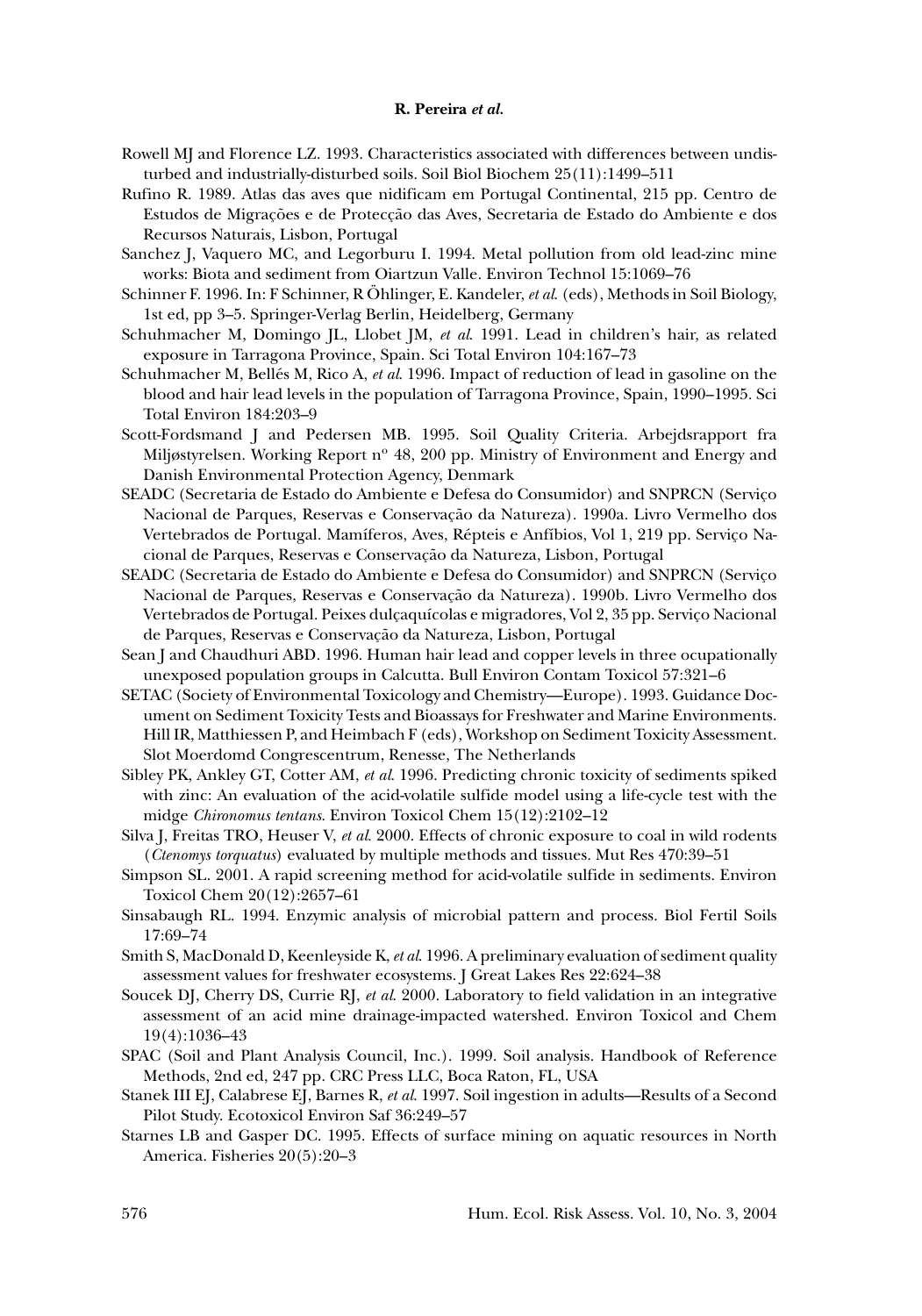Rowell MJ and Florence LZ. 1993. Characteristics associated with differences between undisturbed and industrially-disturbed soils. Soil Biol Biochem 25(11):1499–511

Rufino R. 1989. Atlas das aves que nidificam em Portugal Continental, 215 pp. Centro de Estudos de Migrações e de Protecção das Aves, Secretaria de Estado do Ambiente e dos Recursos Naturais, Lisbon, Portugal

Sanchez J, Vaquero MC, and Legorburu I. 1994. Metal pollution from old lead-zinc mine works: Biota and sediment from Oiartzun Valle. Environ Technol 15:1069–76

Schinner F. 1996. In: F Schinner, R Öhlinger, E. Kandeler, *et al.* (eds), Methods in Soil Biology, 1st ed, pp 3–5. Springer-Verlag Berlin, Heidelberg, Germany

Schuhmacher M, Domingo JL, Llobet JM, *et al.* 1991. Lead in children's hair, as related exposure in Tarragona Province, Spain. Sci Total Environ 104:167–73

Schuhmacher M, Bellés M, Rico A, *et al.* 1996. Impact of reduction of lead in gasoline on the blood and hair lead levels in the population of Tarragona Province, Spain, 1990–1995. Sci Total Environ 184:203–9

Scott-Fordsmand J and Pedersen MB. 1995. Soil Quality Criteria. Arbejdsrapport fra Miljøstyrelsen. Working Report nº 48, 200 pp. Ministry of Environment and Energy and Danish Environmental Protection Agency, Denmark

SEADC (Secretaria de Estado do Ambiente e Defesa do Consumidor) and SNPRCN (Serviço Nacional de Parques, Reservas e Conservação da Natureza). 1990a. Livro Vermelho dos Vertebrados de Portugal. Mamíferos, Aves, Répteis e Anfíbios, Vol 1, 219 pp. Serviço Nacional de Parques, Reservas e Conservação da Natureza, Lisbon, Portugal

SEADC (Secretaria de Estado do Ambiente e Defesa do Consumidor) and SNPRCN (Serviço Nacional de Parques, Reservas e Conservação da Natureza). 1990b. Livro Vermelho dos Vertebrados de Portugal. Peixes dulçaquícolas e migradores, Vol 2, 35 pp. Serviço Nacional de Parques, Reservas e Conservação da Natureza, Lisbon, Portugal

Sean J and Chaudhuri ABD. 1996. Human hair lead and copper levels in three ocupationally unexposed population groups in Calcutta. Bull Environ Contam Toxicol 57:321–6

SETAC (Society of Environmental Toxicology and Chemistry—Europe). 1993. Guidance Document on Sediment Toxicity Tests and Bioassays for Freshwater and Marine Environments. Hill IR, Matthiessen P, and Heimbach F (eds), Workshop on Sediment Toxicity Assessment. Slot Moerdomd Congrescentrum, Renesse, The Netherlands

Sibley PK, Ankley GT, Cotter AM, *et al.* 1996. Predicting chronic toxicity of sediments spiked with zinc: An evaluation of the acid-volatile sulfide model using a life-cycle test with the midge *Chironomus tentans*. Environ Toxicol Chem 15(12):2102–12

Silva J, Freitas TRO, Heuser V, *et al.* 2000. Effects of chronic exposure to coal in wild rodents (*Ctenomys torquatus*) evaluated by multiple methods and tissues. Mut Res 470:39–51

Simpson SL. 2001. A rapid screening method for acid-volatile sulfide in sediments. Environ Toxicol Chem 20(12):2657–61

Sinsabaugh RL. 1994. Enzymic analysis of microbial pattern and process. Biol Fertil Soils 17:69–74

Smith S, MacDonald D, Keenleyside K, *et al.* 1996. A preliminary evaluation of sediment quality assessment values for freshwater ecosystems. J Great Lakes Res 22:624–38

Soucek DJ, Cherry DS, Currie RJ, *et al.* 2000. Laboratory to field validation in an integrative assessment of an acid mine drainage-impacted watershed. Environ Toxicol and Chem 19(4):1036–43

SPAC (Soil and Plant Analysis Council, Inc.). 1999. Soil analysis. Handbook of Reference Methods, 2nd ed, 247 pp. CRC Press LLC, Boca Raton, FL, USA

Stanek III EJ, Calabrese EJ, Barnes R, *et al.* 1997. Soil ingestion in adults—Results of a Second Pilot Study. Ecotoxicol Environ Saf 36:249–57

Starnes LB and Gasper DC. 1995. Effects of surface mining on aquatic resources in North America. Fisheries 20(5):20–3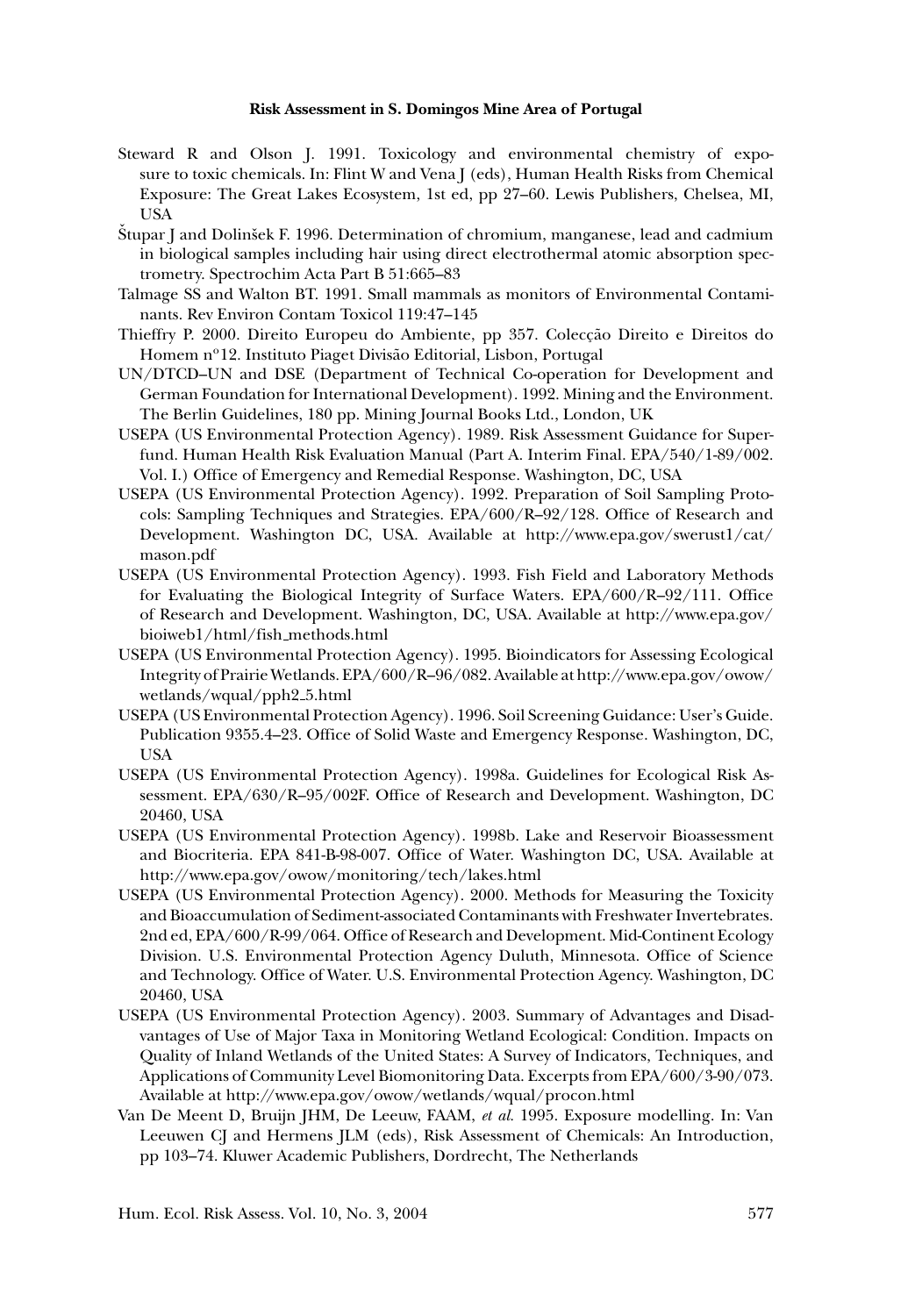Steward R and Olson J. 1991. Toxicology and environmental chemistry of exposure to toxic chemicals. In: Flint W and Vena J (eds), Human Health Risks from Chemical Exposure: The Great Lakes Ecosystem, 1st ed, pp 27–60. Lewis Publishers, Chelsea, MI, USA

Štupar J and Dolinšek F. 1996. Determination of chromium, manganese, lead and cadmium in biological samples including hair using direct electrothermal atomic absorption spectrometry. Spectrochim Acta Part B 51:665–83

Talmage SS and Walton BT. 1991. Small mammals as monitors of Environmental Contaminants. Rev Environ Contam Toxicol 119:47–145

Thieffry P. 2000. Direito Europeu do Ambiente, pp 357. Colecção Direito e Direitos do Homem nº12. Instituto Piaget Divisão Editorial, Lisbon, Portugal

UN/DTCD–UN and DSE (Department of Technical Co-operation for Development and German Foundation for International Development). 1992. Mining and the Environment. The Berlin Guidelines, 180 pp. Mining Journal Books Ltd., London, UK

USEPA (US Environmental Protection Agency). 1989. Risk Assessment Guidance for Superfund. Human Health Risk Evaluation Manual (Part A. Interim Final. EPA/540/1-89/002. Vol. I.) Office of Emergency and Remedial Response. Washington, DC, USA

USEPA (US Environmental Protection Agency). 1992. Preparation of Soil Sampling Protocols: Sampling Techniques and Strategies. EPA/600/R–92/128. Office of Research and Development. Washington DC, USA. Available at http://www.epa.gov/swerust1/cat/mason.pdf

USEPA (US Environmental Protection Agency). 1993. Fish Field and Laboratory Methods for Evaluating the Biological Integrity of Surface Waters. EPA/600/R–92/111. Office of Research and Development. Washington, DC, USA. Available at http://www.epa.gov/bioiweb1/html/fish_methods.html

USEPA (US Environmental Protection Agency). 1995. Bioindicators for Assessing Ecological Integrity of Prairie Wetlands. EPA/600/R–96/082. Available at http://www.epa.gov/owow/wetlands/wqual/pph2_5.html

USEPA (US Environmental Protection Agency). 1996. Soil Screening Guidance: User's Guide. Publication 9355.4–23. Office of Solid Waste and Emergency Response. Washington, DC, USA

USEPA (US Environmental Protection Agency). 1998a. Guidelines for Ecological Risk Assessment. EPA/630/R–95/002F. Office of Research and Development. Washington, DC 20460, USA

USEPA (US Environmental Protection Agency). 1998b. Lake and Reservoir Bioassessment and Biocriteria. EPA 841-B-98-007. Office of Water. Washington DC, USA. Available at http://www.epa.gov/owow/monitoring/tech/lakes.html

USEPA (US Environmental Protection Agency). 2000. Methods for Measuring the Toxicity and Bioaccumulation of Sediment-associated Contaminants with Freshwater Invertebrates. 2nd ed, EPA/600/R-99/064. Office of Research and Development. Mid-Continent Ecology Division. U.S. Environmental Protection Agency Duluth, Minnesota. Office of Science and Technology. Office of Water. U.S. Environmental Protection Agency. Washington, DC 20460, USA

USEPA (US Environmental Protection Agency). 2003. Summary of Advantages and Disadvantages of Use of Major Taxa in Monitoring Wetland Ecological: Condition. Impacts on Quality of Inland Wetlands of the United States: A Survey of Indicators, Techniques, and Applications of Community Level Biomonitoring Data. Excerpts from EPA/600/3-90/073. Available at http://www.epa.gov/owow/wetlands/wqual/procon.html

Van De Meent D, Bruijn JHM, De Leeuw, FAAM, *et al.* 1995. Exposure modelling. In: Van Leeuwen CJ and Hermens JLM (eds), Risk Assessment of Chemicals: An Introduction, pp 103–74. Kluwer Academic Publishers, Dordrecht, The Netherlands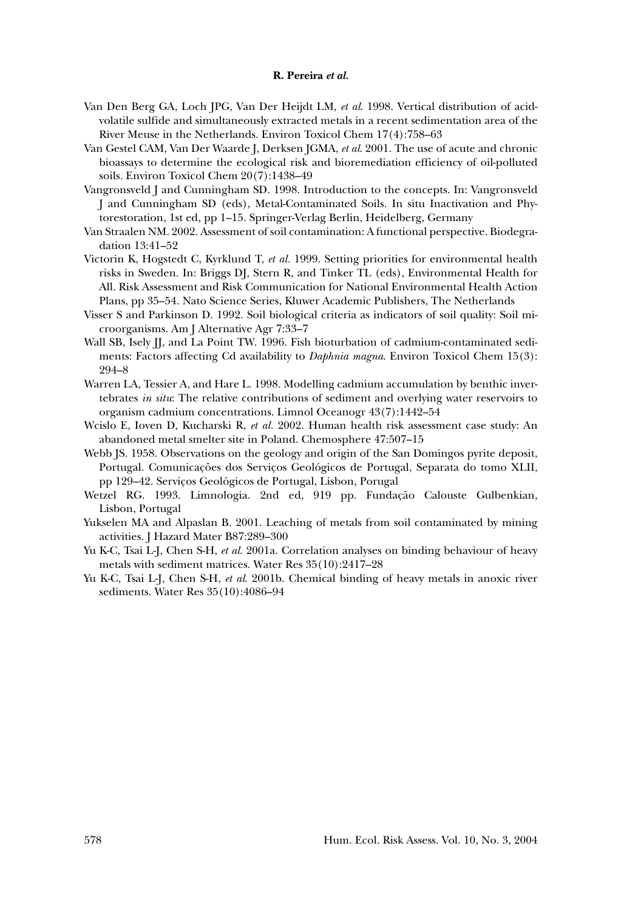Van Den Berg GA, Loch JPG, Van Der Heijdt LM, *et al.* 1998. Vertical distribution of acid-volatile sulfide and simultaneously extracted metals in a recent sedimentation area of the River Meuse in the Netherlands. Environ Toxicol Chem 17(4):758–63

Van Gestel CAM, Van Der Waarde J, Derksen JGMA, *et al.* 2001. The use of acute and chronic bioassays to determine the ecological risk and bioremediation efficiency of oil-polluted soils. Environ Toxicol Chem 20(7):1438–49

Vangronsveld J and Cunningham SD. 1998. Introduction to the concepts. In: Vangronsveld J and Cunningham SD (eds), Metal-Contaminated Soils. In situ Inactivation and Phytorestoration, 1st ed, pp 1–15. Springer-Verlag Berlin, Heidelberg, Germany

Van Straalen NM. 2002. Assessment of soil contamination: A functional perspective. Biodegradation 13:41–52

Victorin K, Hogstedt C, Kyrklund T, *et al.* 1999. Setting priorities for environmental health risks in Sweden. In: Briggs DJ, Stern R, and Tinker TL (eds), Environmental Health for All. Risk Assessment and Risk Communication for National Environmental Health Action Plans, pp 35–54. Nato Science Series, Kluwer Academic Publishers, The Netherlands

Visser S and Parkinson D. 1992. Soil biological criteria as indicators of soil quality: Soil microorganisms. Am J Alternative Agr 7:33–7

Wall SB, Isely JJ, and La Point TW. 1996. Fish bioturbation of cadmium-contaminated sediments: Factors affecting Cd availability to *Daphnia magna*. Environ Toxicol Chem 15(3): 294–8

Warren LA, Tessier A, and Hare L. 1998. Modelling cadmium accumulation by benthic invertebrates *in situ*: The relative contributions of sediment and overlying water reservoirs to organism cadmium concentrations. Limnol Oceanogr 43(7):1442–54

Wcislo E, Ioven D, Kucharski R, *et al.* 2002. Human health risk assessment case study: An abandoned metal smelter site in Poland. Chemosphere 47:507–15

Webb JS. 1958. Observations on the geology and origin of the San Domingos pyrite deposit, Portugal. Comunicações dos Serviços Geológicos de Portugal, Separata do tomo XLII, pp 129–42. Serviços Geológicos de Portugal, Lisbon, Porugal

Wetzel RG. 1993. Limnologia. 2nd ed, 919 pp. Fundação Calouste Gulbenkian, Lisbon, Portugal

Yukselen MA and Alpaslan B. 2001. Leaching of metals from soil contaminated by mining activities. J Hazard Mater B87:289–300

Yu K-C, Tsai L-J, Chen S-H, *et al.* 2001a. Correlation analyses on binding behaviour of heavy metals with sediment matrices. Water Res 35(10):2417–28

Yu K-C, Tsai L-J, Chen S-H, *et al.* 2001b. Chemical binding of heavy metals in anoxic river sediments. Water Res 35(10):4086–94